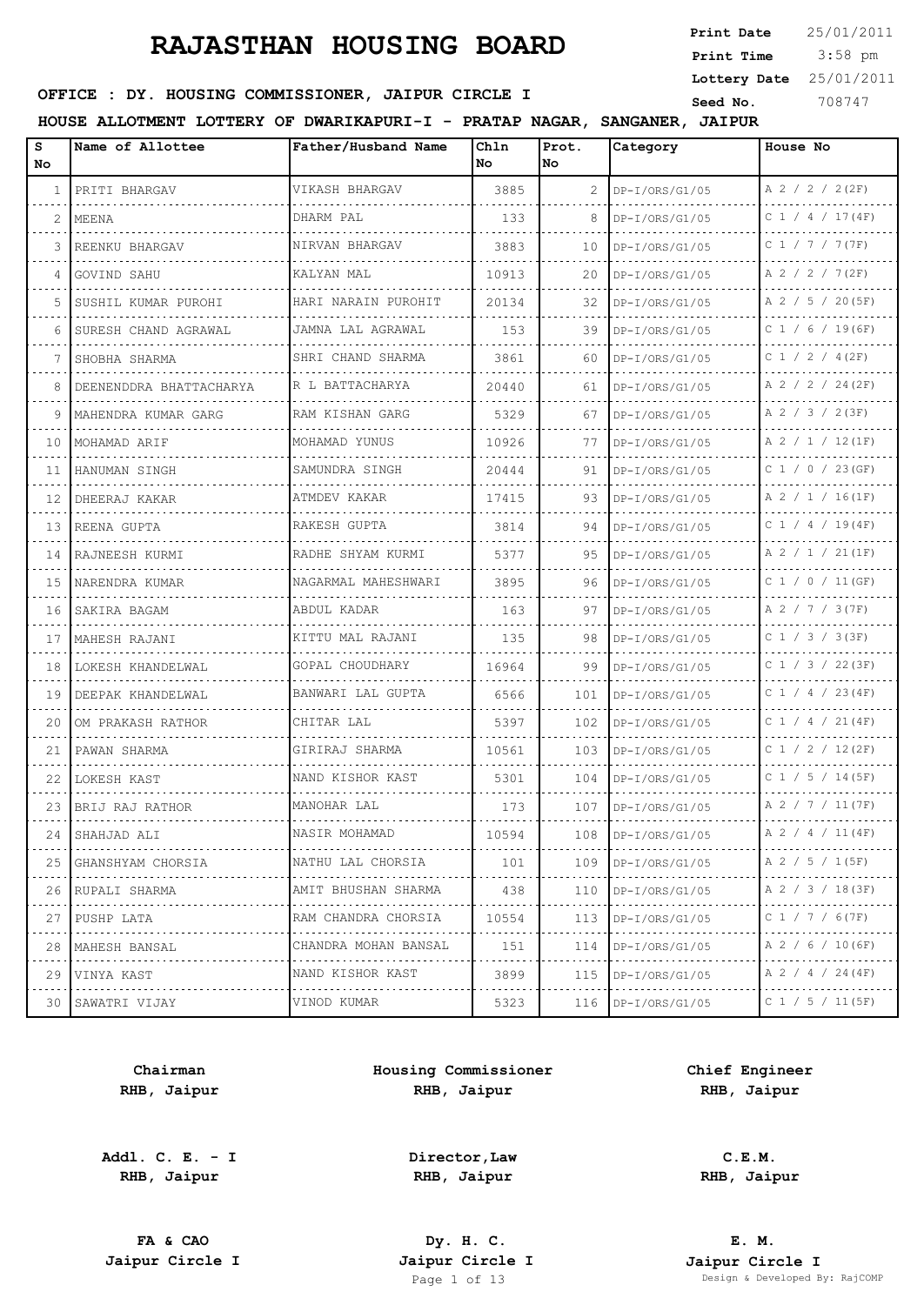# RAJASTHAN HOUSING BOARD

**Print Date** 25/01/2011
**Print Time** 3:58 pm
**Lottery Date** 25/01/2011
**Seed No.** 708747

**OFFICE : DY. HOUSING COMMISSIONER, JAIPUR CIRCLE I**

**HOUSE ALLOTMENT LOTTERY OF DWARIKAPURI-I - PRATAP NAGAR, SANGANER, JAIPUR**

| S No | Name of Allottee | Father/Husband Name | Chln No | Prot. No | Category | House No |
|---|---|---|---|---|---|---|
| 1 | PRITI BHARGAV | VIKASH BHARGAV | 3885 | 2 | DP-I/ORS/G1/05 | A 2 / 2 / 2(2F) |
| 2 | MEENA | DHARM PAL | 133 | 8 | DP-I/ORS/G1/05 | C 1 / 4 / 17(4F) |
| 3 | REENKU BHARGAV | NIRVAN BHARGAV | 3883 | 10 | DP-I/ORS/G1/05 | C 1 / 7 / 7(7F) |
| 4 | GOVIND SAHU | KALYAN MAL | 10913 | 20 | DP-I/ORS/G1/05 | A 2 / 2 / 7(2F) |
| 5 | SUSHIL KUMAR PUROHI | HARI NARAIN PUROHIT | 20134 | 32 | DP-I/ORS/G1/05 | A 2 / 5 / 20(5F) |
| 6 | SURESH CHAND AGRAWAL | JAMNA LAL AGRAWAL | 153 | 39 | DP-I/ORS/G1/05 | C 1 / 6 / 19(6F) |
| 7 | SHOBHA SHARMA | SHRI CHAND SHARMA | 3861 | 60 | DP-I/ORS/G1/05 | C 1 / 2 / 4(2F) |
| 8 | DEENENDDRA BHATTACHARYA | R L BATTACHARYA | 20440 | 61 | DP-I/ORS/G1/05 | A 2 / 2 / 24(2F) |
| 9 | MAHENDRA KUMAR GARG | RAM KISHAN GARG | 5329 | 67 | DP-I/ORS/G1/05 | A 2 / 3 / 2(3F) |
| 10 | MOHAMAD ARIF | MOHAMAD YUNUS | 10926 | 77 | DP-I/ORS/G1/05 | A 2 / 1 / 12(1F) |
| 11 | HANUMAN SINGH | SAMUNDRA SINGH | 20444 | 91 | DP-I/ORS/G1/05 | C 1 / 0 / 23(GF) |
| 12 | DHEERAJ KAKAR | ATMDEV KAKAR | 17415 | 93 | DP-I/ORS/G1/05 | A 2 / 1 / 16(1F) |
| 13 | REENA GUPTA | RAKESH GUPTA | 3814 | 94 | DP-I/ORS/G1/05 | C 1 / 4 / 19(4F) |
| 14 | RAJNEESH KURMI | RADHE SHYAM KURMI | 5377 | 95 | DP-I/ORS/G1/05 | A 2 / 1 / 21(1F) |
| 15 | NARENDRA KUMAR | NAGARMAL MAHESHWARI | 3895 | 96 | DP-I/ORS/G1/05 | C 1 / 0 / 11(GF) |
| 16 | SAKIRA BAGAM | ABDUL KADAR | 163 | 97 | DP-I/ORS/G1/05 | A 2 / 7 / 3(7F) |
| 17 | MAHESH RAJANI | KITTU MAL RAJANI | 135 | 98 | DP-I/ORS/G1/05 | C 1 / 3 / 3(3F) |
| 18 | LOKESH KHANDELWAL | GOPAL CHOUDHARY | 16964 | 99 | DP-I/ORS/G1/05 | C 1 / 3 / 22(3F) |
| 19 | DEEPAK KHANDELWAL | BANWARI LAL GUPTA | 6566 | 101 | DP-I/ORS/G1/05 | C 1 / 4 / 23(4F) |
| 20 | OM PRAKASH RATHOR | CHITAR LAL | 5397 | 102 | DP-I/ORS/G1/05 | C 1 / 4 / 21(4F) |
| 21 | PAWAN SHARMA | GIRIRAJ SHARMA | 10561 | 103 | DP-I/ORS/G1/05 | C 1 / 2 / 12(2F) |
| 22 | LOKESH KAST | NAND KISHOR KAST | 5301 | 104 | DP-I/ORS/G1/05 | C 1 / 5 / 14(5F) |
| 23 | BRIJ RAJ RATHOR | MANOHAR LAL | 173 | 107 | DP-I/ORS/G1/05 | A 2 / 7 / 11(7F) |
| 24 | SHAHJAD ALI | NASIR MOHAMAD | 10594 | 108 | DP-I/ORS/G1/05 | A 2 / 4 / 11(4F) |
| 25 | GHANSHYAM CHORSIA | NATHU LAL CHORSIA | 101 | 109 | DP-I/ORS/G1/05 | A 2 / 5 / 1(5F) |
| 26 | RUPALI SHARMA | AMIT BHUSHAN SHARMA | 438 | 110 | DP-I/ORS/G1/05 | A 2 / 3 / 18(3F) |
| 27 | PUSHP LATA | RAM CHANDRA CHORSIA | 10554 | 113 | DP-I/ORS/G1/05 | C 1 / 7 / 6(7F) |
| 28 | MAHESH BANSAL | CHANDRA MOHAN BANSAL | 151 | 114 | DP-I/ORS/G1/05 | A 2 / 6 / 10(6F) |
| 29 | VINYA KAST | NAND KISHOR KAST | 3899 | 115 | DP-I/ORS/G1/05 | A 2 / 4 / 24(4F) |
| 30 | SAWATRI VIJAY | VINOD KUMAR | 5323 | 116 | DP-I/ORS/G1/05 | C 1 / 5 / 11(5F) |

| | | |
|---|---|---|
| **Chairman**<br>**RHB, Jaipur** | **Housing Commissioner**<br>**RHB, Jaipur** | **Chief Engineer**<br>**RHB, Jaipur** |
| **Addl. C. E. - I**<br>**RHB, Jaipur** | **Director,Law**<br>**RHB, Jaipur** | **C.E.M.**<br>**RHB, Jaipur** |
| **FA & CAO**<br>**Jaipur Circle I** | **Dy. H. C.**<br>**Jaipur Circle I** | **E. M.**<br>**Jaipur Circle I** |

Design & Developed By: RajCOMP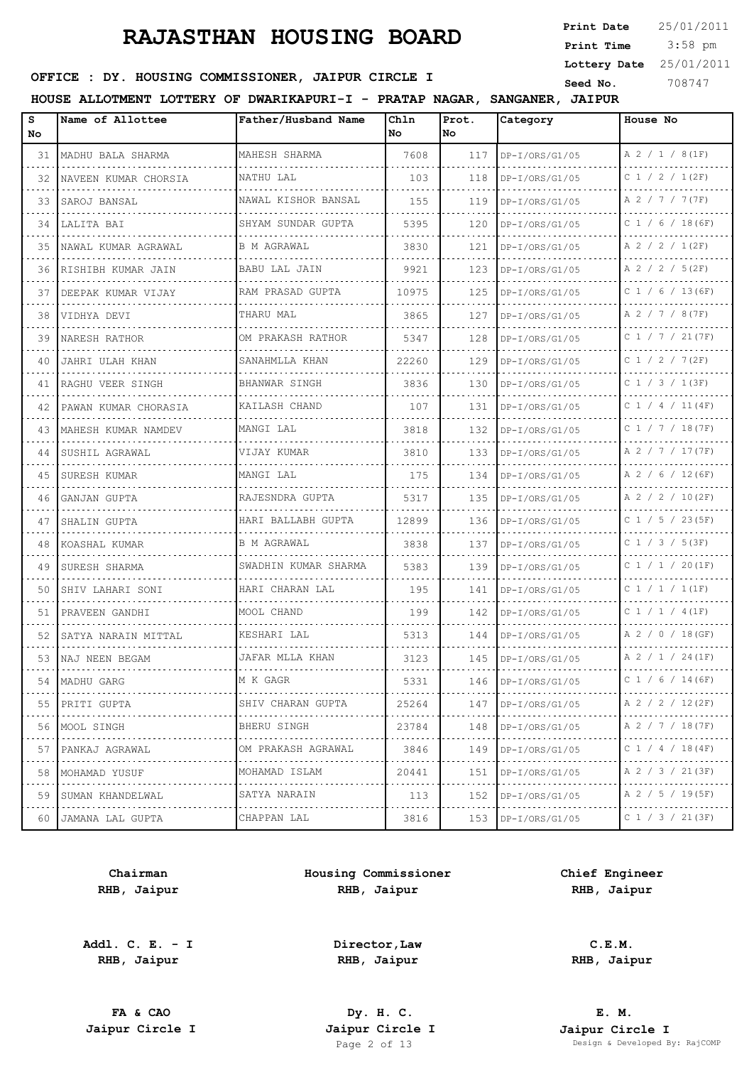# RAJASTHAN HOUSING BOARD

**Print Date** 25/01/2011
**Print Time** 3:58 pm
**Lottery Date** 25/01/2011
**Seed No.** 708747

**OFFICE : DY. HOUSING COMMISSIONER, JAIPUR CIRCLE I**

**HOUSE ALLOTMENT LOTTERY OF DWARIKAPURI-I - PRATAP NAGAR, SANGANER, JAIPUR**

| S No | Name of Allottee | Father/Husband Name | Chln No | Prot. No | Category | House No |
|---|---|---|---|---|---|---|
| 31 | MADHU BALA SHARMA | MAHESH SHARMA | 7608 | 117 | DP-I/ORS/G1/05 | A 2 / 1 / 8(1F) |
| 32 | NAVEEN KUMAR CHORSIA | NATHU LAL | 103 | 118 | DP-I/ORS/G1/05 | C 1 / 2 / 1(2F) |
| 33 | SAROJ BANSAL | NAWAL KISHOR BANSAL | 155 | 119 | DP-I/ORS/G1/05 | A 2 / 7 / 7(7F) |
| 34 | LALITA BAI | SHYAM SUNDAR GUPTA | 5395 | 120 | DP-I/ORS/G1/05 | C 1 / 6 / 18(6F) |
| 35 | NAWAL KUMAR AGRAWAL | B M AGRAWAL | 3830 | 121 | DP-I/ORS/G1/05 | A 2 / 2 / 1(2F) |
| 36 | RISHIBH KUMAR JAIN | BABU LAL JAIN | 9921 | 123 | DP-I/ORS/G1/05 | A 2 / 2 / 5(2F) |
| 37 | DEEPAK KUMAR VIJAY | RAM PRASAD GUPTA | 10975 | 125 | DP-I/ORS/G1/05 | C 1 / 6 / 13(6F) |
| 38 | VIDHYA DEVI | THARU MAL | 3865 | 127 | DP-I/ORS/G1/05 | A 2 / 7 / 8(7F) |
| 39 | NARESH RATHOR | OM PRAKASH RATHOR | 5347 | 128 | DP-I/ORS/G1/05 | C 1 / 7 / 21(7F) |
| 40 | JAHRI ULAH KHAN | SANAHMLLA KHAN | 22260 | 129 | DP-I/ORS/G1/05 | C 1 / 2 / 7(2F) |
| 41 | RAGHU VEER SINGH | BHANWAR SINGH | 3836 | 130 | DP-I/ORS/G1/05 | C 1 / 3 / 1(3F) |
| 42 | PAWAN KUMAR CHORASIA | KAILASH CHAND | 107 | 131 | DP-I/ORS/G1/05 | C 1 / 4 / 11(4F) |
| 43 | MAHESH KUMAR NAMDEV | MANGI LAL | 3818 | 132 | DP-I/ORS/G1/05 | C 1 / 7 / 18(7F) |
| 44 | SUSHIL AGRAWAL | VIJAY KUMAR | 3810 | 133 | DP-I/ORS/G1/05 | A 2 / 7 / 17(7F) |
| 45 | SURESH KUMAR | MANGI LAL | 175 | 134 | DP-I/ORS/G1/05 | A 2 / 6 / 12(6F) |
| 46 | GANJAN GUPTA | RAJESNDRA GUPTA | 5317 | 135 | DP-I/ORS/G1/05 | A 2 / 2 / 10(2F) |
| 47 | SHALIN GUPTA | HARI BALLABH GUPTA | 12899 | 136 | DP-I/ORS/G1/05 | C 1 / 5 / 23(5F) |
| 48 | KOASHAL KUMAR | B M AGRAWAL | 3838 | 137 | DP-I/ORS/G1/05 | C 1 / 3 / 5(3F) |
| 49 | SURESH SHARMA | SWADHIN KUMAR SHARMA | 5383 | 139 | DP-I/ORS/G1/05 | C 1 / 1 / 20(1F) |
| 50 | SHIV LAHARI SONI | HARI CHARAN LAL | 195 | 141 | DP-I/ORS/G1/05 | C 1 / 1 / 1(1F) |
| 51 | PRAVEEN GANDHI | MOOL CHAND | 199 | 142 | DP-I/ORS/G1/05 | C 1 / 1 / 4(1F) |
| 52 | SATYA NARAIN MITTAL | KESHARI LAL | 5313 | 144 | DP-I/ORS/G1/05 | A 2 / 0 / 18(GF) |
| 53 | NAJ NEEN BEGAM | JAFAR MLLA KHAN | 3123 | 145 | DP-I/ORS/G1/05 | A 2 / 1 / 24(1F) |
| 54 | MADHU GARG | M K GAGR | 5331 | 146 | DP-I/ORS/G1/05 | C 1 / 6 / 14(6F) |
| 55 | PRITI GUPTA | SHIV CHARAN GUPTA | 25264 | 147 | DP-I/ORS/G1/05 | A 2 / 2 / 12(2F) |
| 56 | MOOL SINGH | BHERU SINGH | 23784 | 148 | DP-I/ORS/G1/05 | A 2 / 7 / 18(7F) |
| 57 | PANKAJ AGRAWAL | OM PRAKASH AGRAWAL | 3846 | 149 | DP-I/ORS/G1/05 | C 1 / 4 / 18(4F) |
| 58 | MOHAMAD YUSUF | MOHAMAD ISLAM | 20441 | 151 | DP-I/ORS/G1/05 | A 2 / 3 / 21(3F) |
| 59 | SUMAN KHANDELWAL | SATYA NARAIN | 113 | 152 | DP-I/ORS/G1/05 | A 2 / 5 / 19(5F) |
| 60 | JAMANA LAL GUPTA | CHAPPAN LAL | 3816 | 153 | DP-I/ORS/G1/05 | C 1 / 3 / 21(3F) |

| | | |
|---|---|---|
| **Chairman**<br>**RHB, Jaipur** | **Housing Commissioner**<br>**RHB, Jaipur** | **Chief Engineer**<br>**RHB, Jaipur** |
| **Addl. C. E. - I**<br>**RHB, Jaipur** | **Director,Law**<br>**RHB, Jaipur** | **C.E.M.**<br>**RHB, Jaipur** |
| **FA & CAO**<br>**Jaipur Circle I** | **Dy. H. C.**<br>**Jaipur Circle I** | **E. M.**<br>**Jaipur Circle I** |

Design & Developed By: RajCOMP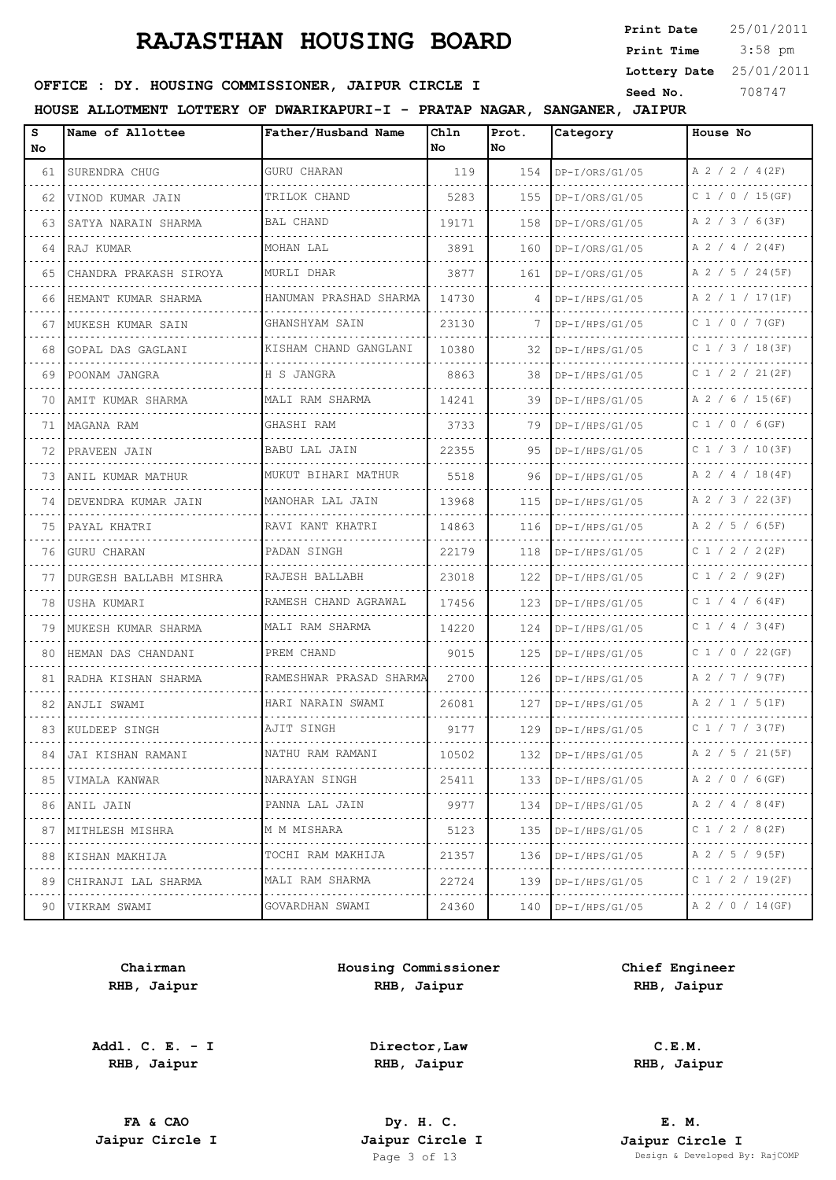# RAJASTHAN HOUSING BOARD

**Print Date** 25/01/2011
**Print Time** 3:58 pm
**Lottery Date** 25/01/2011
**Seed No.** 708747

**OFFICE : DY. HOUSING COMMISSIONER, JAIPUR CIRCLE I**

**HOUSE ALLOTMENT LOTTERY OF DWARIKAPURI-I - PRATAP NAGAR, SANGANER, JAIPUR**

| S No | Name of Allottee | Father/Husband Name | Chln No | Prot. No | Category | House No |
|---|---|---|---|---|---|---|
| 61 | SURENDRA CHUG | GURU CHARAN | 119 | 154 | DP-I/ORS/G1/05 | A 2 / 2 / 4(2F) |
| 62 | VINOD KUMAR JAIN | TRILOK CHAND | 5283 | 155 | DP-I/ORS/G1/05 | C 1 / 0 / 15(GF) |
| 63 | SATYA NARAIN SHARMA | BAL CHAND | 19171 | 158 | DP-I/ORS/G1/05 | A 2 / 3 / 6(3F) |
| 64 | RAJ KUMAR | MOHAN LAL | 3891 | 160 | DP-I/ORS/G1/05 | A 2 / 4 / 2(4F) |
| 65 | CHANDRA PRAKASH SIROYA | MURLI DHAR | 3877 | 161 | DP-I/ORS/G1/05 | A 2 / 5 / 24(5F) |
| 66 | HEMANT KUMAR SHARMA | HANUMAN PRASHAD SHARMA | 14730 | 4 | DP-I/HPS/G1/05 | A 2 / 1 / 17(1F) |
| 67 | MUKESH KUMAR SAIN | GHANSHYAM SAIN | 23130 | 7 | DP-I/HPS/G1/05 | C 1 / 0 / 7(GF) |
| 68 | GOPAL DAS GAGLANI | KISHAM CHAND GANGLANI | 10380 | 32 | DP-I/HPS/G1/05 | C 1 / 3 / 18(3F) |
| 69 | POONAM JANGRA | H S JANGRA | 8863 | 38 | DP-I/HPS/G1/05 | C 1 / 2 / 21(2F) |
| 70 | AMIT KUMAR SHARMA | MALI RAM SHARMA | 14241 | 39 | DP-I/HPS/G1/05 | A 2 / 6 / 15(6F) |
| 71 | MAGANA RAM | GHASHI RAM | 3733 | 79 | DP-I/HPS/G1/05 | C 1 / 0 / 6(GF) |
| 72 | PRAVEEN JAIN | BABU LAL JAIN | 22355 | 95 | DP-I/HPS/G1/05 | C 1 / 3 / 10(3F) |
| 73 | ANIL KUMAR MATHUR | MUKUT BIHARI MATHUR | 5518 | 96 | DP-I/HPS/G1/05 | A 2 / 4 / 18(4F) |
| 74 | DEVENDRA KUMAR JAIN | MANOHAR LAL JAIN | 13968 | 115 | DP-I/HPS/G1/05 | A 2 / 3 / 22(3F) |
| 75 | PAYAL KHATRI | RAVI KANT KHATRI | 14863 | 116 | DP-I/HPS/G1/05 | A 2 / 5 / 6(5F) |
| 76 | GURU CHARAN | PADAN SINGH | 22179 | 118 | DP-I/HPS/G1/05 | C 1 / 2 / 2(2F) |
| 77 | DURGESH BALLABH MISHRA | RAJESH BALLABH | 23018 | 122 | DP-I/HPS/G1/05 | C 1 / 2 / 9(2F) |
| 78 | USHA KUMARI | RAMESH CHAND AGRAWAL | 17456 | 123 | DP-I/HPS/G1/05 | C 1 / 4 / 6(4F) |
| 79 | MUKESH KUMAR SHARMA | MALI RAM SHARMA | 14220 | 124 | DP-I/HPS/G1/05 | C 1 / 4 / 3(4F) |
| 80 | HEMAN DAS CHANDANI | PREM CHAND | 9015 | 125 | DP-I/HPS/G1/05 | C 1 / 0 / 22(GF) |
| 81 | RADHA KISHAN SHARMA | RAMESHWAR PRASAD SHARMA | 2700 | 126 | DP-I/HPS/G1/05 | A 2 / 7 / 9(7F) |
| 82 | ANJLI SWAMI | HARI NARAIN SWAMI | 26081 | 127 | DP-I/HPS/G1/05 | A 2 / 1 / 5(1F) |
| 83 | KULDEEP SINGH | AJIT SINGH | 9177 | 129 | DP-I/HPS/G1/05 | C 1 / 7 / 3(7F) |
| 84 | JAI KISHAN RAMANI | NATHU RAM RAMANI | 10502 | 132 | DP-I/HPS/G1/05 | A 2 / 5 / 21(5F) |
| 85 | VIMALA KANWAR | NARAYAN SINGH | 25411 | 133 | DP-I/HPS/G1/05 | A 2 / 0 / 6(GF) |
| 86 | ANIL JAIN | PANNA LAL JAIN | 9977 | 134 | DP-I/HPS/G1/05 | A 2 / 4 / 8(4F) |
| 87 | MITHLESH MISHRA | M M MISHARA | 5123 | 135 | DP-I/HPS/G1/05 | C 1 / 2 / 8(2F) |
| 88 | KISHAN MAKHIJA | TOCHI RAM MAKHIJA | 21357 | 136 | DP-I/HPS/G1/05 | A 2 / 5 / 9(5F) |
| 89 | CHIRANJI LAL SHARMA | MALI RAM SHARMA | 22724 | 139 | DP-I/HPS/G1/05 | C 1 / 2 / 19(2F) |
| 90 | VIKRAM SWAMI | GOVARDHAN SWAMI | 24360 | 140 | DP-I/HPS/G1/05 | A 2 / 0 / 14(GF) |

| | | |
|---|---|---|
| **Chairman** RHB, Jaipur | **Housing Commissioner** RHB, Jaipur | **Chief Engineer** RHB, Jaipur |
| **Addl. C. E. - I** RHB, Jaipur | **Director,Law** RHB, Jaipur | **C.E.M.** RHB, Jaipur |
| **FA & CAO** Jaipur Circle I | **Dy. H. C.** Jaipur Circle I | **E. M.** Jaipur Circle I |

Design & Developed By: RajCOMP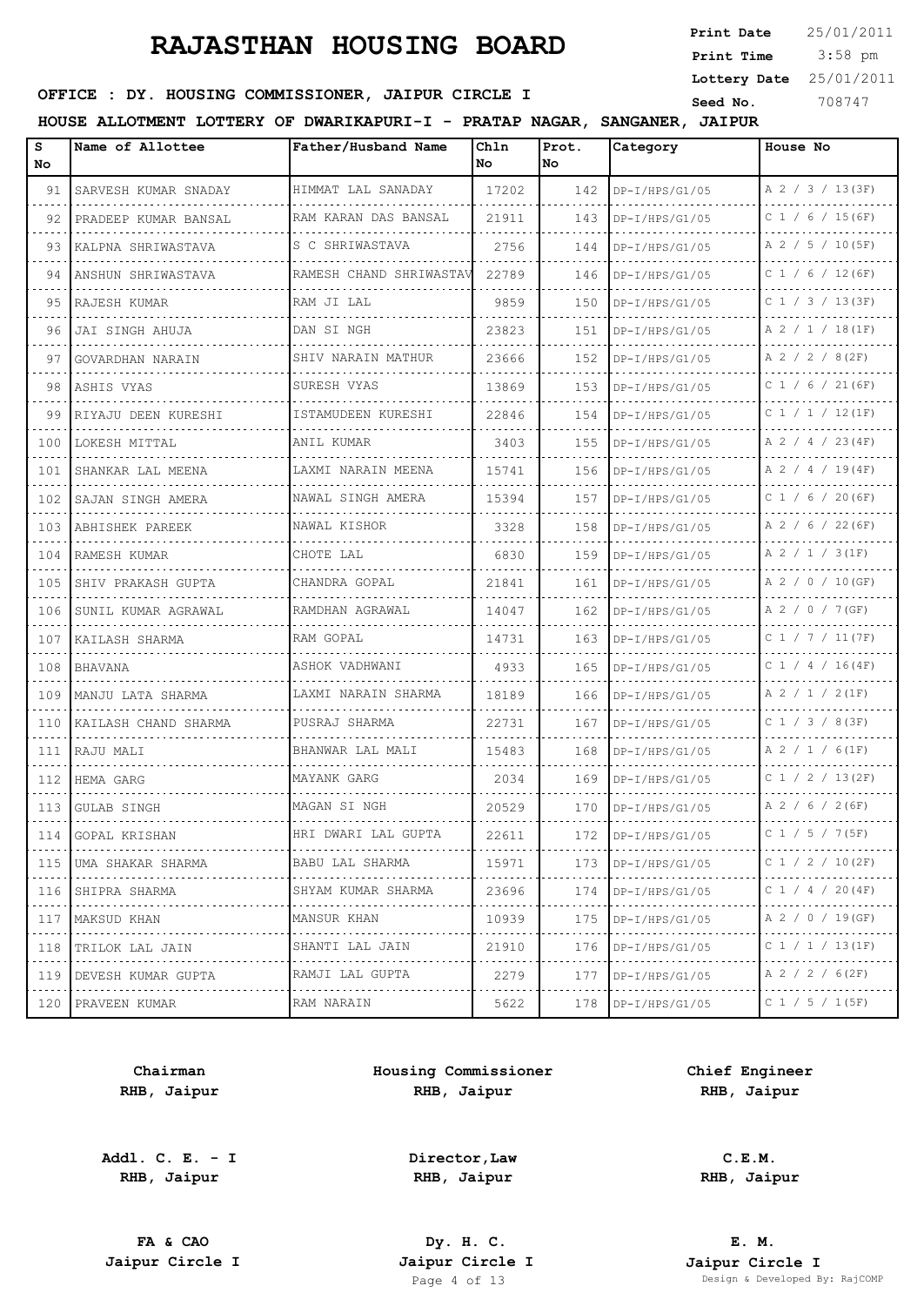# RAJASTHAN HOUSING BOARD

**Print Date** 25/01/2011
**Print Time** 3:58 pm
**Lottery Date** 25/01/2011
**Seed No.** 708747

**OFFICE : DY. HOUSING COMMISSIONER, JAIPUR CIRCLE I**

**HOUSE ALLOTMENT LOTTERY OF DWARIKAPURI-I - PRATAP NAGAR, SANGANER, JAIPUR**

| S No | Name of Allottee | Father/Husband Name | Chln No | Prot. No | Category | House No |
|---|---|---|---|---|---|---|
| 91 | SARVESH KUMAR SNADAY | HIMMAT LAL SANADAY | 17202 | 142 | DP-I/HPS/G1/05 | A 2 / 3 / 13(3F) |
| 92 | PRADEEP KUMAR BANSAL | RAM KARAN DAS BANSAL | 21911 | 143 | DP-I/HPS/G1/05 | C 1 / 6 / 15(6F) |
| 93 | KALPNA SHRIWASTAVA | S C SHRIWASTAVA | 2756 | 144 | DP-I/HPS/G1/05 | A 2 / 5 / 10(5F) |
| 94 | ANSHUN SHRIWASTAVA | RAMESH CHAND SHRIWASTAV | 22789 | 146 | DP-I/HPS/G1/05 | C 1 / 6 / 12(6F) |
| 95 | RAJESH KUMAR | RAM JI LAL | 9859 | 150 | DP-I/HPS/G1/05 | C 1 / 3 / 13(3F) |
| 96 | JAI SINGH AHUJA | DAN SI NGH | 23823 | 151 | DP-I/HPS/G1/05 | A 2 / 1 / 18(1F) |
| 97 | GOVARDHAN NARAIN | SHIV NARAIN MATHUR | 23666 | 152 | DP-I/HPS/G1/05 | A 2 / 2 / 8(2F) |
| 98 | ASHIS VYAS | SURESH VYAS | 13869 | 153 | DP-I/HPS/G1/05 | C 1 / 6 / 21(6F) |
| 99 | RIYAJU DEEN KURESHI | ISTAMUDEEN KURESHI | 22846 | 154 | DP-I/HPS/G1/05 | C 1 / 1 / 12(1F) |
| 100 | LOKESH MITTAL | ANIL KUMAR | 3403 | 155 | DP-I/HPS/G1/05 | A 2 / 4 / 23(4F) |
| 101 | SHANKAR LAL MEENA | LAXMI NARAIN MEENA | 15741 | 156 | DP-I/HPS/G1/05 | A 2 / 4 / 19(4F) |
| 102 | SAJAN SINGH AMERA | NAWAL SINGH AMERA | 15394 | 157 | DP-I/HPS/G1/05 | C 1 / 6 / 20(6F) |
| 103 | ABHISHEK PAREEK | NAWAL KISHOR | 3328 | 158 | DP-I/HPS/G1/05 | A 2 / 6 / 22(6F) |
| 104 | RAMESH KUMAR | CHOTE LAL | 6830 | 159 | DP-I/HPS/G1/05 | A 2 / 1 / 3(1F) |
| 105 | SHIV PRAKASH GUPTA | CHANDRA GOPAL | 21841 | 161 | DP-I/HPS/G1/05 | A 2 / 0 / 10(GF) |
| 106 | SUNIL KUMAR AGRAWAL | RAMDHAN AGRAWAL | 14047 | 162 | DP-I/HPS/G1/05 | A 2 / 0 / 7(GF) |
| 107 | KAILASH SHARMA | RAM GOPAL | 14731 | 163 | DP-I/HPS/G1/05 | C 1 / 7 / 11(7F) |
| 108 | BHAVANA | ASHOK VADHWANI | 4933 | 165 | DP-I/HPS/G1/05 | C 1 / 4 / 16(4F) |
| 109 | MANJU LATA SHARMA | LAXMI NARAIN SHARMA | 18189 | 166 | DP-I/HPS/G1/05 | A 2 / 1 / 2(1F) |
| 110 | KAILASH CHAND SHARMA | PUSRAJ SHARMA | 22731 | 167 | DP-I/HPS/G1/05 | C 1 / 3 / 8(3F) |
| 111 | RAJU MALI | BHANWAR LAL MALI | 15483 | 168 | DP-I/HPS/G1/05 | A 2 / 1 / 6(1F) |
| 112 | HEMA GARG | MAYANK GARG | 2034 | 169 | DP-I/HPS/G1/05 | C 1 / 2 / 13(2F) |
| 113 | GULAB SINGH | MAGAN SI NGH | 20529 | 170 | DP-I/HPS/G1/05 | A 2 / 6 / 2(6F) |
| 114 | GOPAL KRISHAN | HRI DWARI LAL GUPTA | 22611 | 172 | DP-I/HPS/G1/05 | C 1 / 5 / 7(5F) |
| 115 | UMA SHAKAR SHARMA | BABU LAL SHARMA | 15971 | 173 | DP-I/HPS/G1/05 | C 1 / 2 / 10(2F) |
| 116 | SHIPRA SHARMA | SHYAM KUMAR SHARMA | 23696 | 174 | DP-I/HPS/G1/05 | C 1 / 4 / 20(4F) |
| 117 | MAKSUD KHAN | MANSUR KHAN | 10939 | 175 | DP-I/HPS/G1/05 | A 2 / 0 / 19(GF) |
| 118 | TRILOK LAL JAIN | SHANTI LAL JAIN | 21910 | 176 | DP-I/HPS/G1/05 | C 1 / 1 / 13(1F) |
| 119 | DEVESH KUMAR GUPTA | RAMJI LAL GUPTA | 2279 | 177 | DP-I/HPS/G1/05 | A 2 / 2 / 6(2F) |
| 120 | PRAVEEN KUMAR | RAM NARAIN | 5622 | 178 | DP-I/HPS/G1/05 | C 1 / 5 / 1(5F) |

**Chairman**
**RHB, Jaipur**

**Housing Commissioner**
**RHB, Jaipur**

**Chief Engineer**
**RHB, Jaipur**

**Addl. C. E. - I**
**RHB, Jaipur**

**Director,Law**
**RHB, Jaipur**

**C.E.M.**
**RHB, Jaipur**

**FA & CAO**
**Jaipur Circle I**

**Dy. H. C.**
**Jaipur Circle I**

**E. M.**
**Jaipur Circle I**

Design & Developed By: RajCOMP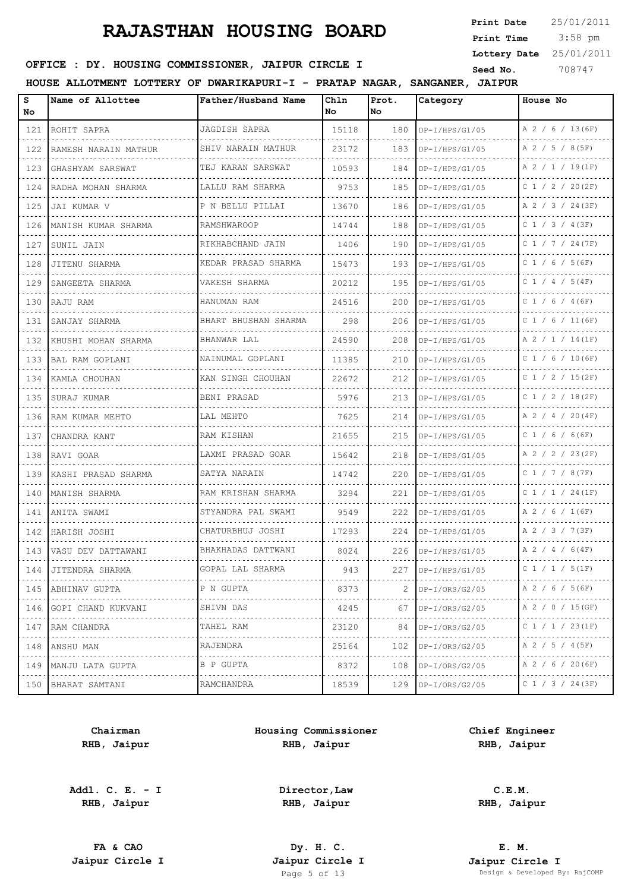# RAJASTHAN HOUSING BOARD

**Print Date** 25/01/2011
**Print Time** 3:58 pm
**Lottery Date** 25/01/2011
**Seed No.** 708747

**OFFICE : DY. HOUSING COMMISSIONER, JAIPUR CIRCLE I**

**HOUSE ALLOTMENT LOTTERY OF DWARIKAPURI-I - PRATAP NAGAR, SANGANER, JAIPUR**

| S No | Name of Allottee | Father/Husband Name | Chln No | Prot. No | Category | House No |
|---|---|---|---|---|---|---|
| 121 | ROHIT SAPRA | JAGDISH SAPRA | 15118 | 180 | DP-I/HPS/G1/05 | A 2 / 6 / 13(6F) |
| 122 | RAMESH NARAIN MATHUR | SHIV NARAIN MATHUR | 23172 | 183 | DP-I/HPS/G1/05 | A 2 / 5 / 8(5F) |
| 123 | GHASHYAM SARSWAT | TEJ KARAN SARSWAT | 10593 | 184 | DP-I/HPS/G1/05 | A 2 / 1 / 19(1F) |
| 124 | RADHA MOHAN SHARMA | LALLU RAM SHARMA | 9753 | 185 | DP-I/HPS/G1/05 | C 1 / 2 / 20(2F) |
| 125 | JAI KUMAR V | P N BELLU PILLAI | 13670 | 186 | DP-I/HPS/G1/05 | A 2 / 3 / 24(3F) |
| 126 | MANISH KUMAR SHARMA | RAMSHWAROOP | 14744 | 188 | DP-I/HPS/G1/05 | C 1 / 3 / 4(3F) |
| 127 | SUNIL JAIN | RIKHABCHAND JAIN | 1406 | 190 | DP-I/HPS/G1/05 | C 1 / 7 / 24(7F) |
| 128 | JITENU SHARMA | KEDAR PRASAD SHARMA | 15473 | 193 | DP-I/HPS/G1/05 | C 1 / 6 / 5(6F) |
| 129 | SANGEETA SHARMA | VAKESH SHARMA | 20212 | 195 | DP-I/HPS/G1/05 | C 1 / 4 / 5(4F) |
| 130 | RAJU RAM | HANUMAN RAM | 24516 | 200 | DP-I/HPS/G1/05 | C 1 / 6 / 4(6F) |
| 131 | SANJAY SHARMA | BHART BHUSHAN SHARMA | 298 | 206 | DP-I/HPS/G1/05 | C 1 / 6 / 11(6F) |
| 132 | KHUSHI MOHAN SHARMA | BHANWAR LAL | 24590 | 208 | DP-I/HPS/G1/05 | A 2 / 1 / 14(1F) |
| 133 | BAL RAM GOPLANI | NAINUMAL GOPLANI | 11385 | 210 | DP-I/HPS/G1/05 | C 1 / 6 / 10(6F) |
| 134 | KAMLA CHOUHAN | KAN SINGH CHOUHAN | 22672 | 212 | DP-I/HPS/G1/05 | C 1 / 2 / 15(2F) |
| 135 | SURAJ KUMAR | BENI PRASAD | 5976 | 213 | DP-I/HPS/G1/05 | C 1 / 2 / 18(2F) |
| 136 | RAM KUMAR MEHTO | LAL MEHTO | 7625 | 214 | DP-I/HPS/G1/05 | A 2 / 4 / 20(4F) |
| 137 | CHANDRA KANT | RAM KISHAN | 21655 | 215 | DP-I/HPS/G1/05 | C 1 / 6 / 6(6F) |
| 138 | RAVI GOAR | LAXMI PRASAD GOAR | 15642 | 218 | DP-I/HPS/G1/05 | A 2 / 2 / 23(2F) |
| 139 | KASHI PRASAD SHARMA | SATYA NARAIN | 14742 | 220 | DP-I/HPS/G1/05 | C 1 / 7 / 8(7F) |
| 140 | MANISH SHARMA | RAM KRISHAN SHARMA | 3294 | 221 | DP-I/HPS/G1/05 | C 1 / 1 / 24(1F) |
| 141 | ANITA SWAMI | STYANDRA PAL SWAMI | 9549 | 222 | DP-I/HPS/G1/05 | A 2 / 6 / 1(6F) |
| 142 | HARISH JOSHI | CHATURBHUJ JOSHI | 17293 | 224 | DP-I/HPS/G1/05 | A 2 / 3 / 7(3F) |
| 143 | VASU DEV DATTAWANI | BHAKHADAS DATTWANI | 8024 | 226 | DP-I/HPS/G1/05 | A 2 / 4 / 6(4F) |
| 144 | JITENDRA SHARMA | GOPAL LAL SHARMA | 943 | 227 | DP-I/HPS/G1/05 | C 1 / 1 / 5(1F) |
| 145 | ABHINAV GUPTA | P N GUPTA | 8373 | 2 | DP-I/ORS/G2/05 | A 2 / 6 / 5(6F) |
| 146 | GOPI CHAND KUKVANI | SHIVN DAS | 4245 | 67 | DP-I/ORS/G2/05 | A 2 / 0 / 15(GF) |
| 147 | RAM CHANDRA | TAHEL RAM | 23120 | 84 | DP-I/ORS/G2/05 | C 1 / 1 / 23(1F) |
| 148 | ANSHU MAN | RAJENDRA | 25164 | 102 | DP-I/ORS/G2/05 | A 2 / 5 / 4(5F) |
| 149 | MANJU LATA GUPTA | B P GUPTA | 8372 | 108 | DP-I/ORS/G2/05 | A 2 / 6 / 20(6F) |
| 150 | BHARAT SAMTANI | RAMCHANDRA | 18539 | 129 | DP-I/ORS/G2/05 | C 1 / 3 / 24(3F) |

| | | |
|---|---|---|
| **Chairman**<br>**RHB, Jaipur** | **Housing Commissioner**<br>**RHB, Jaipur** | **Chief Engineer**<br>**RHB, Jaipur** |
| **Addl. C. E. - I**<br>**RHB, Jaipur** | **Director,Law**<br>**RHB, Jaipur** | **C.E.M.**<br>**RHB, Jaipur** |
| **FA & CAO**<br>**Jaipur Circle I** | **Dy. H. C.**<br>**Jaipur Circle I** | **E. M.**<br>**Jaipur Circle I** |

Design & Developed By: RajCOMP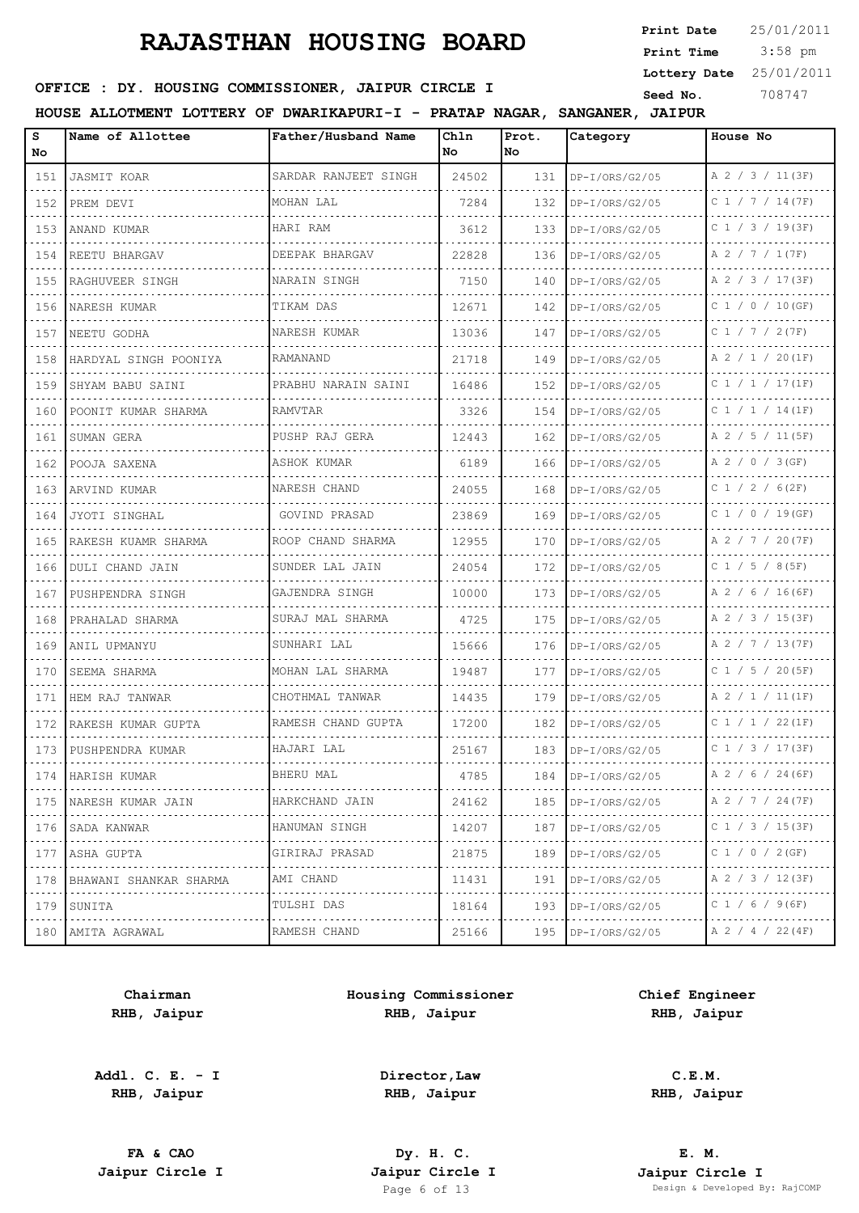# RAJASTHAN HOUSING BOARD

**Print Date** 25/01/2011
**Print Time** 3:58 pm
**Lottery Date** 25/01/2011
**Seed No.** 708747

**OFFICE : DY. HOUSING COMMISSIONER, JAIPUR CIRCLE I**

**HOUSE ALLOTMENT LOTTERY OF DWARIKAPURI-I - PRATAP NAGAR, SANGANER, JAIPUR**

| S No | Name of Allottee | Father/Husband Name | Chln No | Prot. No | Category | House No |
|---|---|---|---|---|---|---|
| 151 | JASMIT KOAR | SARDAR RANJEET SINGH | 24502 | 131 | DP-I/ORS/G2/05 | A 2 / 3 / 11(3F) |
| 152 | PREM DEVI | MOHAN LAL | 7284 | 132 | DP-I/ORS/G2/05 | C 1 / 7 / 14(7F) |
| 153 | ANAND KUMAR | HARI RAM | 3612 | 133 | DP-I/ORS/G2/05 | C 1 / 3 / 19(3F) |
| 154 | REETU BHARGAV | DEEPAK BHARGAV | 22828 | 136 | DP-I/ORS/G2/05 | A 2 / 7 / 1(7F) |
| 155 | RAGHUVEER SINGH | NARAIN SINGH | 7150 | 140 | DP-I/ORS/G2/05 | A 2 / 3 / 17(3F) |
| 156 | NARESH KUMAR | TIKAM DAS | 12671 | 142 | DP-I/ORS/G2/05 | C 1 / 0 / 10(GF) |
| 157 | NEETU GODHA | NARESH KUMAR | 13036 | 147 | DP-I/ORS/G2/05 | C 1 / 7 / 2(7F) |
| 158 | HARDYAL SINGH POONIYA | RAMANAND | 21718 | 149 | DP-I/ORS/G2/05 | A 2 / 1 / 20(1F) |
| 159 | SHYAM BABU SAINI | PRABHU NARAIN SAINI | 16486 | 152 | DP-I/ORS/G2/05 | C 1 / 1 / 17(1F) |
| 160 | POONIT KUMAR SHARMA | RAMVTAR | 3326 | 154 | DP-I/ORS/G2/05 | C 1 / 1 / 14(1F) |
| 161 | SUMAN GERA | PUSHP RAJ GERA | 12443 | 162 | DP-I/ORS/G2/05 | A 2 / 5 / 11(5F) |
| 162 | POOJA SAXENA | ASHOK KUMAR | 6189 | 166 | DP-I/ORS/G2/05 | A 2 / 0 / 3(GF) |
| 163 | ARVIND KUMAR | NARESH CHAND | 24055 | 168 | DP-I/ORS/G2/05 | C 1 / 2 / 6(2F) |
| 164 | JYOTI SINGHAL | GOVIND PRASAD | 23869 | 169 | DP-I/ORS/G2/05 | C 1 / 0 / 19(GF) |
| 165 | RAKESH KUAMR SHARMA | ROOP CHAND SHARMA | 12955 | 170 | DP-I/ORS/G2/05 | A 2 / 7 / 20(7F) |
| 166 | DULI CHAND JAIN | SUNDER LAL JAIN | 24054 | 172 | DP-I/ORS/G2/05 | C 1 / 5 / 8(5F) |
| 167 | PUSHPENDRA SINGH | GAJENDRA SINGH | 10000 | 173 | DP-I/ORS/G2/05 | A 2 / 6 / 16(6F) |
| 168 | PRAHALAD SHARMA | SURAJ MAL SHARMA | 4725 | 175 | DP-I/ORS/G2/05 | A 2 / 3 / 15(3F) |
| 169 | ANIL UPMANYU | SUNHARI LAL | 15666 | 176 | DP-I/ORS/G2/05 | A 2 / 7 / 13(7F) |
| 170 | SEEMA SHARMA | MOHAN LAL SHARMA | 19487 | 177 | DP-I/ORS/G2/05 | C 1 / 5 / 20(5F) |
| 171 | HEM RAJ TANWAR | CHOTHMAL TANWAR | 14435 | 179 | DP-I/ORS/G2/05 | A 2 / 1 / 11(1F) |
| 172 | RAKESH KUMAR GUPTA | RAMESH CHAND GUPTA | 17200 | 182 | DP-I/ORS/G2/05 | C 1 / 1 / 22(1F) |
| 173 | PUSHPENDRA KUMAR | HAJARI LAL | 25167 | 183 | DP-I/ORS/G2/05 | C 1 / 3 / 17(3F) |
| 174 | HARISH KUMAR | BHERU MAL | 4785 | 184 | DP-I/ORS/G2/05 | A 2 / 6 / 24(6F) |
| 175 | NARESH KUMAR JAIN | HARKCHAND JAIN | 24162 | 185 | DP-I/ORS/G2/05 | A 2 / 7 / 24(7F) |
| 176 | SADA KANWAR | HANUMAN SINGH | 14207 | 187 | DP-I/ORS/G2/05 | C 1 / 3 / 15(3F) |
| 177 | ASHA GUPTA | GIRIRAJ PRASAD | 21875 | 189 | DP-I/ORS/G2/05 | C 1 / 0 / 2(GF) |
| 178 | BHAWANI SHANKAR SHARMA | AMI CHAND | 11431 | 191 | DP-I/ORS/G2/05 | A 2 / 3 / 12(3F) |
| 179 | SUNITA | TULSHI DAS | 18164 | 193 | DP-I/ORS/G2/05 | C 1 / 6 / 9(6F) |
| 180 | AMITA AGRAWAL | RAMESH CHAND | 25166 | 195 | DP-I/ORS/G2/05 | A 2 / 4 / 22(4F) |

**Chairman**
**RHB, Jaipur**

**Housing Commissioner**
**RHB, Jaipur**

**Chief Engineer**
**RHB, Jaipur**

**Addl. C. E. - I**
**RHB, Jaipur**

**Director,Law**
**RHB, Jaipur**

**C.E.M.**
**RHB, Jaipur**

**FA & CAO**
**Jaipur Circle I**

**Dy. H. C.**
**Jaipur Circle I**

**E. M.**
**Jaipur Circle I**

Design & Developed By: RajCOMP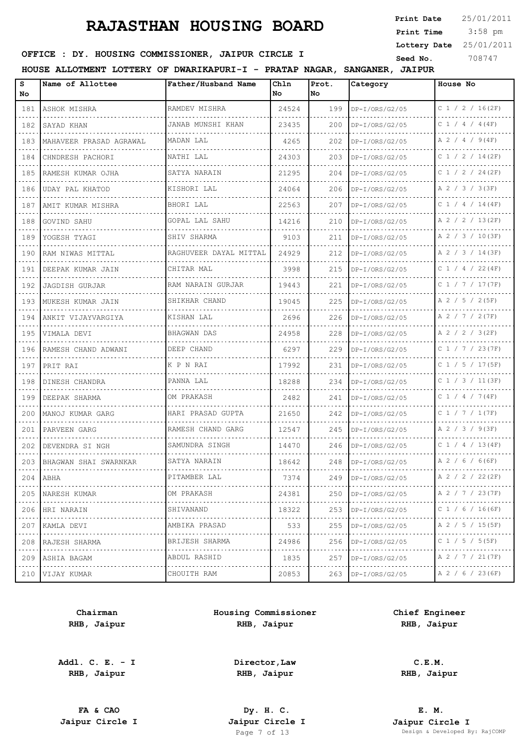# RAJASTHAN HOUSING BOARD

**Print Date** 25/01/2011
**Print Time** 3:58 pm
**Lottery Date** 25/01/2011
**Seed No.** 708747

**OFFICE : DY. HOUSING COMMISSIONER, JAIPUR CIRCLE I**

**HOUSE ALLOTMENT LOTTERY OF DWARIKAPURI-I - PRATAP NAGAR, SANGANER, JAIPUR**

| S No | Name of Allottee | Father/Husband Name | Chln No | Prot. No | Category | House No |
|---|---|---|---|---|---|---|
| 181 | ASHOK MISHRA | RAMDEV MISHRA | 24524 | 199 | DP-I/ORS/G2/05 | C 1 / 2 / 16(2F) |
| 182 | SAYAD KHAN | JANAB MUNSHI KHAN | 23435 | 200 | DP-I/ORS/G2/05 | C 1 / 4 / 4(4F) |
| 183 | MAHAVEER PRASAD AGRAWAL | MADAN LAL | 4265 | 202 | DP-I/ORS/G2/05 | A 2 / 4 / 9(4F) |
| 184 | CHNDRESH PACHORI | NATHI LAL | 24303 | 203 | DP-I/ORS/G2/05 | C 1 / 2 / 14(2F) |
| 185 | RAMESH KUMAR OJHA | SATYA NARAIN | 21295 | 204 | DP-I/ORS/G2/05 | C 1 / 2 / 24(2F) |
| 186 | UDAY PAL KHATOD | KISHORI LAL | 24064 | 206 | DP-I/ORS/G2/05 | A 2 / 3 / 3(3F) |
| 187 | AMIT KUMAR MISHRA | BHORI LAL | 22563 | 207 | DP-I/ORS/G2/05 | C 1 / 4 / 14(4F) |
| 188 | GOVIND SAHU | GOPAL LAL SAHU | 14216 | 210 | DP-I/ORS/G2/05 | A 2 / 2 / 13(2F) |
| 189 | YOGESH TYAGI | SHIV SHARMA | 9103 | 211 | DP-I/ORS/G2/05 | A 2 / 3 / 10(3F) |
| 190 | RAM NIWAS MITTAL | RAGHUVEER DAYAL MITTAL | 24929 | 212 | DP-I/ORS/G2/05 | A 2 / 3 / 14(3F) |
| 191 | DEEPAK KUMAR JAIN | CHITAR MAL | 3998 | 215 | DP-I/ORS/G2/05 | C 1 / 4 / 22(4F) |
| 192 | JAGDISH GURJAR | RAM NARAIN GURJAR | 19443 | 221 | DP-I/ORS/G2/05 | C 1 / 7 / 17(7F) |
| 193 | MUKESH KUMAR JAIN | SHIKHAR CHAND | 19045 | 225 | DP-I/ORS/G2/05 | A 2 / 5 / 2(5F) |
| 194 | ANKIT VIJAYVARGIYA | KISHAN LAL | 2696 | 226 | DP-I/ORS/G2/05 | A 2 / 7 / 2(7F) |
| 195 | VIMALA DEVI | BHAGWAN DAS | 24958 | 228 | DP-I/ORS/G2/05 | A 2 / 2 / 3(2F) |
| 196 | RAMESH CHAND ADWANI | DEEP CHAND | 6297 | 229 | DP-I/ORS/G2/05 | C 1 / 7 / 23(7F) |
| 197 | PRIT RAI | K P N RAI | 17992 | 231 | DP-I/ORS/G2/05 | C 1 / 5 / 17(5F) |
| 198 | DINESH CHANDRA | PANNA LAL | 18288 | 234 | DP-I/ORS/G2/05 | C 1 / 3 / 11(3F) |
| 199 | DEEPAK SHARMA | OM PRAKASH | 2482 | 241 | DP-I/ORS/G2/05 | C 1 / 4 / 7(4F) |
| 200 | MANOJ KUMAR GARG | HARI PRASAD GUPTA | 21650 | 242 | DP-I/ORS/G2/05 | C 1 / 7 / 1(7F) |
| 201 | PARVEEN GARG | RAMESH CHAND GARG | 12547 | 245 | DP-I/ORS/G2/05 | A 2 / 3 / 9(3F) |
| 202 | DEVENDRA SI NGH | SAMUNDRA SINGH | 14470 | 246 | DP-I/ORS/G2/05 | C 1 / 4 / 13(4F) |
| 203 | BHAGWAN SHAI SWARNKAR | SATYA NARAIN | 18642 | 248 | DP-I/ORS/G2/05 | A 2 / 6 / 6(6F) |
| 204 | ABHA | PITAMBER LAL | 7374 | 249 | DP-I/ORS/G2/05 | A 2 / 2 / 22(2F) |
| 205 | NARESH KUMAR | OM PRAKASH | 24381 | 250 | DP-I/ORS/G2/05 | A 2 / 7 / 23(7F) |
| 206 | HRI NARAIN | SHIVANAND | 18322 | 253 | DP-I/ORS/G2/05 | C 1 / 6 / 16(6F) |
| 207 | KAMLA DEVI | AMBIKA PRASAD | 533 | 255 | DP-I/ORS/G2/05 | A 2 / 5 / 15(5F) |
| 208 | RAJESH SHARMA | BRIJESH SHARMA | 24986 | 256 | DP-I/ORS/G2/05 | C 1 / 5 / 5(5F) |
| 209 | ASHIA BAGAM | ABDUL RASHID | 1835 | 257 | DP-I/ORS/G2/05 | A 2 / 7 / 21(7F) |
| 210 | VIJAY KUMAR | CHOUITH RAM | 20853 | 263 | DP-I/ORS/G2/05 | A 2 / 6 / 23(6F) |

**Chairman**
**RHB, Jaipur**

**Housing Commissioner**
**RHB, Jaipur**

**Chief Engineer**
**RHB, Jaipur**

**Addl. C. E. - I**
**RHB, Jaipur**

**Director,Law**
**RHB, Jaipur**

**C.E.M.**
**RHB, Jaipur**

**FA & CAO**
**Jaipur Circle I**

**Dy. H. C.**
**Jaipur Circle I**

**E. M.**
**Jaipur Circle I**

Design & Developed By: RajCOMP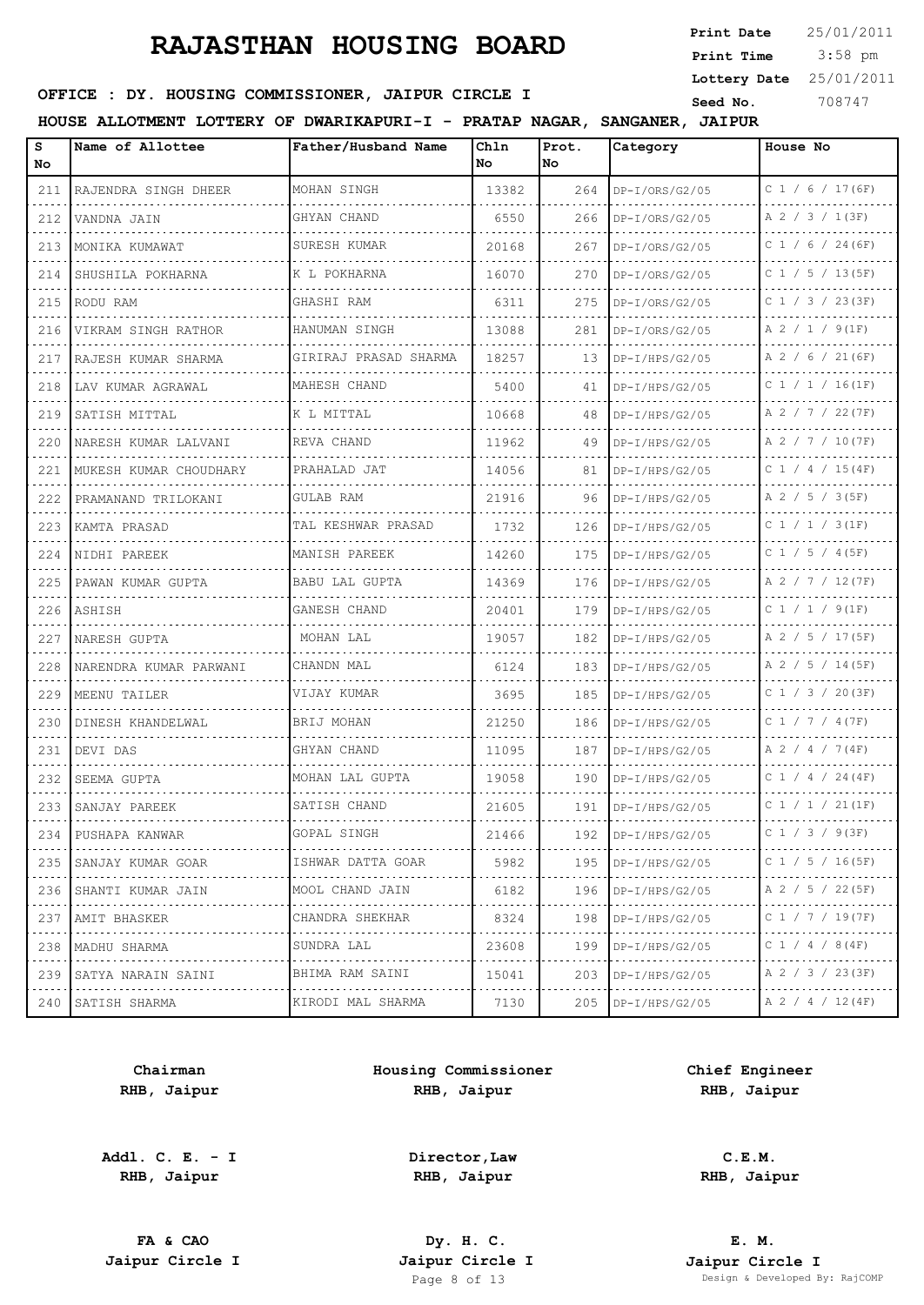# RAJASTHAN HOUSING BOARD

**Print Date** 25/01/2011
**Print Time** 3:58 pm
**Lottery Date** 25/01/2011
**Seed No.** 708747

**OFFICE : DY. HOUSING COMMISSIONER, JAIPUR CIRCLE I**

**HOUSE ALLOTMENT LOTTERY OF DWARIKAPURI-I - PRATAP NAGAR, SANGANER, JAIPUR**

| S No | Name of Allottee | Father/Husband Name | Chln No | Prot. No | Category | House No |
|---|---|---|---|---|---|---|
| 211 | RAJENDRA SINGH DHEER | MOHAN SINGH | 13382 | 264 | DP-I/ORS/G2/05 | C 1 / 6 / 17(6F) |
| 212 | VANDNA JAIN | GHYAN CHAND | 6550 | 266 | DP-I/ORS/G2/05 | A 2 / 3 / 1(3F) |
| 213 | MONIKA KUMAWAT | SURESH KUMAR | 20168 | 267 | DP-I/ORS/G2/05 | C 1 / 6 / 24(6F) |
| 214 | SHUSHILA POKHARNA | K L POKHARNA | 16070 | 270 | DP-I/ORS/G2/05 | C 1 / 5 / 13(5F) |
| 215 | RODU RAM | GHASHI RAM | 6311 | 275 | DP-I/ORS/G2/05 | C 1 / 3 / 23(3F) |
| 216 | VIKRAM SINGH RATHOR | HANUMAN SINGH | 13088 | 281 | DP-I/ORS/G2/05 | A 2 / 1 / 9(1F) |
| 217 | RAJESH KUMAR SHARMA | GIRIRAJ PRASAD SHARMA | 18257 | 13 | DP-I/HPS/G2/05 | A 2 / 6 / 21(6F) |
| 218 | LAV KUMAR AGRAWAL | MAHESH CHAND | 5400 | 41 | DP-I/HPS/G2/05 | C 1 / 1 / 16(1F) |
| 219 | SATISH MITTAL | K L MITTAL | 10668 | 48 | DP-I/HPS/G2/05 | A 2 / 7 / 22(7F) |
| 220 | NARESH KUMAR LALVANI | REVA CHAND | 11962 | 49 | DP-I/HPS/G2/05 | A 2 / 7 / 10(7F) |
| 221 | MUKESH KUMAR CHOUDHARY | PRAHALAD JAT | 14056 | 81 | DP-I/HPS/G2/05 | C 1 / 4 / 15(4F) |
| 222 | PRAMANAND TRILOKANI | GULAB RAM | 21916 | 96 | DP-I/HPS/G2/05 | A 2 / 5 / 3(5F) |
| 223 | KAMTA PRASAD | TAL KESHWAR PRASAD | 1732 | 126 | DP-I/HPS/G2/05 | C 1 / 1 / 3(1F) |
| 224 | NIDHI PAREEK | MANISH PAREEK | 14260 | 175 | DP-I/HPS/G2/05 | C 1 / 5 / 4(5F) |
| 225 | PAWAN KUMAR GUPTA | BABU LAL GUPTA | 14369 | 176 | DP-I/HPS/G2/05 | A 2 / 7 / 12(7F) |
| 226 | ASHISH | GANESH CHAND | 20401 | 179 | DP-I/HPS/G2/05 | C 1 / 1 / 9(1F) |
| 227 | NARESH GUPTA | MOHAN LAL | 19057 | 182 | DP-I/HPS/G2/05 | A 2 / 5 / 17(5F) |
| 228 | NARENDRA KUMAR PARWANI | CHANDN MAL | 6124 | 183 | DP-I/HPS/G2/05 | A 2 / 5 / 14(5F) |
| 229 | MEENU TAILER | VIJAY KUMAR | 3695 | 185 | DP-I/HPS/G2/05 | C 1 / 3 / 20(3F) |
| 230 | DINESH KHANDELWAL | BRIJ MOHAN | 21250 | 186 | DP-I/HPS/G2/05 | C 1 / 7 / 4(7F) |
| 231 | DEVI DAS | GHYAN CHAND | 11095 | 187 | DP-I/HPS/G2/05 | A 2 / 4 / 7(4F) |
| 232 | SEEMA GUPTA | MOHAN LAL GUPTA | 19058 | 190 | DP-I/HPS/G2/05 | C 1 / 4 / 24(4F) |
| 233 | SANJAY PAREEK | SATISH CHAND | 21605 | 191 | DP-I/HPS/G2/05 | C 1 / 1 / 21(1F) |
| 234 | PUSHAPA KANWAR | GOPAL SINGH | 21466 | 192 | DP-I/HPS/G2/05 | C 1 / 3 / 9(3F) |
| 235 | SANJAY KUMAR GOAR | ISHWAR DATTA GOAR | 5982 | 195 | DP-I/HPS/G2/05 | C 1 / 5 / 16(5F) |
| 236 | SHANTI KUMAR JAIN | MOOL CHAND JAIN | 6182 | 196 | DP-I/HPS/G2/05 | A 2 / 5 / 22(5F) |
| 237 | AMIT BHASKER | CHANDRA SHEKHAR | 8324 | 198 | DP-I/HPS/G2/05 | C 1 / 7 / 19(7F) |
| 238 | MADHU SHARMA | SUNDRA LAL | 23608 | 199 | DP-I/HPS/G2/05 | C 1 / 4 / 8(4F) |
| 239 | SATYA NARAIN SAINI | BHIMA RAM SAINI | 15041 | 203 | DP-I/HPS/G2/05 | A 2 / 3 / 23(3F) |
| 240 | SATISH SHARMA | KIRODI MAL SHARMA | 7130 | 205 | DP-I/HPS/G2/05 | A 2 / 4 / 12(4F) |

| | | |
|---|---|---|
| **Chairman**<br>**RHB, Jaipur** | **Housing Commissioner**<br>**RHB, Jaipur** | **Chief Engineer**<br>**RHB, Jaipur** |
| **Addl. C. E. - I**<br>**RHB, Jaipur** | **Director,Law**<br>**RHB, Jaipur** | **C.E.M.**<br>**RHB, Jaipur** |
| **FA & CAO**<br>**Jaipur Circle I** | **Dy. H. C.**<br>**Jaipur Circle I** | **E. M.**<br>**Jaipur Circle I** |

Design & Developed By: RajCOMP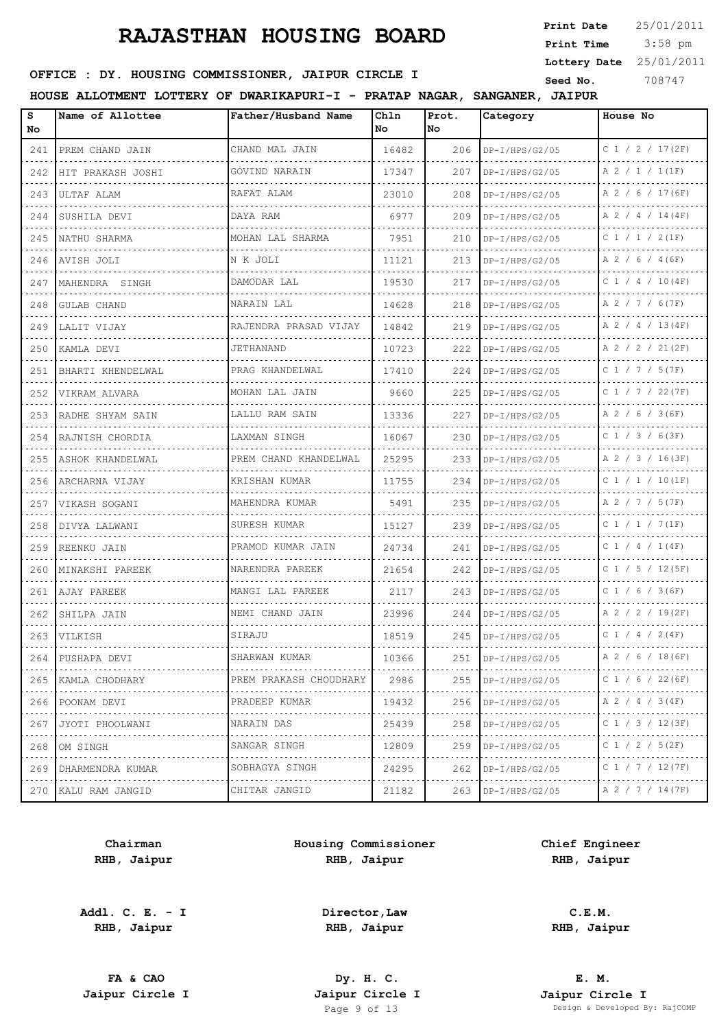# RAJASTHAN HOUSING BOARD

**Print Date** 25/01/2011
**Print Time** 3:58 pm
**Lottery Date** 25/01/2011
**Seed No.** 708747

**OFFICE : DY. HOUSING COMMISSIONER, JAIPUR CIRCLE I**

**HOUSE ALLOTMENT LOTTERY OF DWARIKAPURI-I - PRATAP NAGAR, SANGANER, JAIPUR**

| S No | Name of Allottee | Father/Husband Name | Chln No | Prot. No | Category | House No |
|---|---|---|---|---|---|---|
| 241 | PREM CHAND JAIN | CHAND MAL JAIN | 16482 | 206 | DP-I/HPS/G2/05 | C 1 / 2 / 17(2F) |
| 242 | HIT PRAKASH JOSHI | GOVIND NARAIN | 17347 | 207 | DP-I/HPS/G2/05 | A 2 / 1 / 1(1F) |
| 243 | ULTAF ALAM | RAFAT ALAM | 23010 | 208 | DP-I/HPS/G2/05 | A 2 / 6 / 17(6F) |
| 244 | SUSHILA DEVI | DAYA RAM | 6977 | 209 | DP-I/HPS/G2/05 | A 2 / 4 / 14(4F) |
| 245 | NATHU SHARMA | MOHAN LAL SHARMA | 7951 | 210 | DP-I/HPS/G2/05 | C 1 / 1 / 2(1F) |
| 246 | AVISH JOLI | N K JOLI | 11121 | 213 | DP-I/HPS/G2/05 | A 2 / 6 / 4(6F) |
| 247 | MAHENDRA SINGH | DAMODAR LAL | 19530 | 217 | DP-I/HPS/G2/05 | C 1 / 4 / 10(4F) |
| 248 | GULAB CHAND | NARAIN LAL | 14628 | 218 | DP-I/HPS/G2/05 | A 2 / 7 / 6(7F) |
| 249 | LALIT VIJAY | RAJENDRA PRASAD VIJAY | 14842 | 219 | DP-I/HPS/G2/05 | A 2 / 4 / 13(4F) |
| 250 | KAMLA DEVI | JETHANAND | 10723 | 222 | DP-I/HPS/G2/05 | A 2 / 2 / 21(2F) |
| 251 | BHARTI KHENDELWAL | PRAG KHANDELWAL | 17410 | 224 | DP-I/HPS/G2/05 | C 1 / 7 / 5(7F) |
| 252 | VIKRAM ALVARA | MOHAN LAL JAIN | 9660 | 225 | DP-I/HPS/G2/05 | C 1 / 7 / 22(7F) |
| 253 | RADHE SHYAM SAIN | LALLU RAM SAIN | 13336 | 227 | DP-I/HPS/G2/05 | A 2 / 6 / 3(6F) |
| 254 | RAJNISH CHORDIA | LAXMAN SINGH | 16067 | 230 | DP-I/HPS/G2/05 | C 1 / 3 / 6(3F) |
| 255 | ASHOK KHANDELWAL | PREM CHAND KHANDELWAL | 25295 | 233 | DP-I/HPS/G2/05 | A 2 / 3 / 16(3F) |
| 256 | ARCHARNA VIJAY | KRISHAN KUMAR | 11755 | 234 | DP-I/HPS/G2/05 | C 1 / 1 / 10(1F) |
| 257 | VIKASH SOGANI | MAHENDRA KUMAR | 5491 | 235 | DP-I/HPS/G2/05 | A 2 / 7 / 5(7F) |
| 258 | DIVYA LALWANI | SURESH KUMAR | 15127 | 239 | DP-I/HPS/G2/05 | C 1 / 1 / 7(1F) |
| 259 | REENKU JAIN | PRAMOD KUMAR JAIN | 24734 | 241 | DP-I/HPS/G2/05 | C 1 / 4 / 1(4F) |
| 260 | MINAKSHI PAREEK | NARENDRA PAREEK | 21654 | 242 | DP-I/HPS/G2/05 | C 1 / 5 / 12(5F) |
| 261 | AJAY PAREEK | MANGI LAL PAREEK | 2117 | 243 | DP-I/HPS/G2/05 | C 1 / 6 / 3(6F) |
| 262 | SHILPA JAIN | NEMI CHAND JAIN | 23996 | 244 | DP-I/HPS/G2/05 | A 2 / 2 / 19(2F) |
| 263 | VILKISH | SIRAJU | 18519 | 245 | DP-I/HPS/G2/05 | C 1 / 4 / 2(4F) |
| 264 | PUSHAPA DEVI | SHARWAN KUMAR | 10366 | 251 | DP-I/HPS/G2/05 | A 2 / 6 / 18(6F) |
| 265 | KAMLA CHODHARY | PREM PRAKASH CHOUDHARY | 2986 | 255 | DP-I/HPS/G2/05 | C 1 / 6 / 22(6F) |
| 266 | POONAM DEVI | PRADEEP KUMAR | 19432 | 256 | DP-I/HPS/G2/05 | A 2 / 4 / 3(4F) |
| 267 | JYOTI PHOOLWANI | NARAIN DAS | 25439 | 258 | DP-I/HPS/G2/05 | C 1 / 3 / 12(3F) |
| 268 | OM SINGH | SANGAR SINGH | 12809 | 259 | DP-I/HPS/G2/05 | C 1 / 2 / 5(2F) |
| 269 | DHARMENDRA KUMAR | SOBHAGYA SINGH | 24295 | 262 | DP-I/HPS/G2/05 | C 1 / 7 / 12(7F) |
| 270 | KALU RAM JANGID | CHITAR JANGID | 21182 | 263 | DP-I/HPS/G2/05 | A 2 / 7 / 14(7F) |

**Chairman**
**RHB, Jaipur**

**Housing Commissioner**
**RHB, Jaipur**

**Chief Engineer**
**RHB, Jaipur**

**Addl. C. E. - I**
**RHB, Jaipur**

**Director,Law**
**RHB, Jaipur**

**C.E.M.**
**RHB, Jaipur**

**FA & CAO**
**Jaipur Circle I**

**Dy. H. C.**
**Jaipur Circle I**

**E. M.**
**Jaipur Circle I**

Design & Developed By: RajCOMP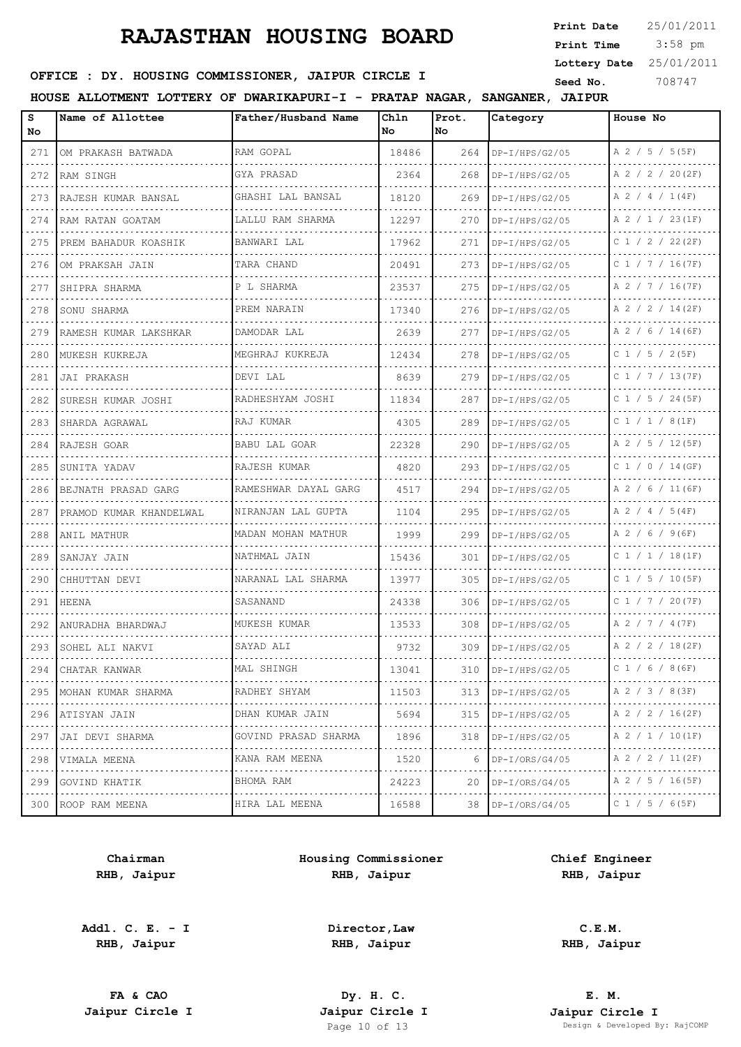# RAJASTHAN HOUSING BOARD

**Print Date** 25/01/2011
**Print Time** 3:58 pm
**Lottery Date** 25/01/2011
**Seed No.** 708747

**OFFICE : DY. HOUSING COMMISSIONER, JAIPUR CIRCLE I**

**HOUSE ALLOTMENT LOTTERY OF DWARIKAPURI-I - PRATAP NAGAR, SANGANER, JAIPUR**

| S No | Name of Allottee | Father/Husband Name | Chln No | Prot. No | Category | House No |
|---|---|---|---|---|---|---|
| 271 | OM PRAKASH BATWADA | RAM GOPAL | 18486 | 264 | DP-I/HPS/G2/05 | A 2 / 5 / 5(5F) |
| 272 | RAM SINGH | GYA PRASAD | 2364 | 268 | DP-I/HPS/G2/05 | A 2 / 2 / 20(2F) |
| 273 | RAJESH KUMAR BANSAL | GHASHI LAL BANSAL | 18120 | 269 | DP-I/HPS/G2/05 | A 2 / 4 / 1(4F) |
| 274 | RAM RATAN GOATAM | LALLU RAM SHARMA | 12297 | 270 | DP-I/HPS/G2/05 | A 2 / 1 / 23(1F) |
| 275 | PREM BAHADUR KOASHIK | BANWARI LAL | 17962 | 271 | DP-I/HPS/G2/05 | C 1 / 2 / 22(2F) |
| 276 | OM PRAKSAH JAIN | TARA CHAND | 20491 | 273 | DP-I/HPS/G2/05 | C 1 / 7 / 16(7F) |
| 277 | SHIPRA SHARMA | P L SHARMA | 23537 | 275 | DP-I/HPS/G2/05 | A 2 / 7 / 16(7F) |
| 278 | SONU SHARMA | PREM NARAIN | 17340 | 276 | DP-I/HPS/G2/05 | A 2 / 2 / 14(2F) |
| 279 | RAMESH KUMAR LAKSHKAR | DAMODAR LAL | 2639 | 277 | DP-I/HPS/G2/05 | A 2 / 6 / 14(6F) |
| 280 | MUKESH KUKREJA | MEGHRAJ KUKREJA | 12434 | 278 | DP-I/HPS/G2/05 | C 1 / 5 / 2(5F) |
| 281 | JAI PRAKASH | DEVI LAL | 8639 | 279 | DP-I/HPS/G2/05 | C 1 / 7 / 13(7F) |
| 282 | SURESH KUMAR JOSHI | RADHESHYAM JOSHI | 11834 | 287 | DP-I/HPS/G2/05 | C 1 / 5 / 24(5F) |
| 283 | SHARDA AGRAWAL | RAJ KUMAR | 4305 | 289 | DP-I/HPS/G2/05 | C 1 / 1 / 8(1F) |
| 284 | RAJESH GOAR | BABU LAL GOAR | 22328 | 290 | DP-I/HPS/G2/05 | A 2 / 5 / 12(5F) |
| 285 | SUNITA YADAV | RAJESH KUMAR | 4820 | 293 | DP-I/HPS/G2/05 | C 1 / 0 / 14(GF) |
| 286 | BEJNATH PRASAD GARG | RAMESHWAR DAYAL GARG | 4517 | 294 | DP-I/HPS/G2/05 | A 2 / 6 / 11(6F) |
| 287 | PRAMOD KUMAR KHANDELWAL | NIRANJAN LAL GUPTA | 1104 | 295 | DP-I/HPS/G2/05 | A 2 / 4 / 5(4F) |
| 288 | ANIL MATHUR | MADAN MOHAN MATHUR | 1999 | 299 | DP-I/HPS/G2/05 | A 2 / 6 / 9(6F) |
| 289 | SANJAY JAIN | NATHMAL JAIN | 15436 | 301 | DP-I/HPS/G2/05 | C 1 / 1 / 18(1F) |
| 290 | CHHUTTAN DEVI | NARANAL LAL SHARMA | 13977 | 305 | DP-I/HPS/G2/05 | C 1 / 5 / 10(5F) |
| 291 | HEENA | SASANAND | 24338 | 306 | DP-I/HPS/G2/05 | C 1 / 7 / 20(7F) |
| 292 | ANURADHA BHARDWAJ | MUKESH KUMAR | 13533 | 308 | DP-I/HPS/G2/05 | A 2 / 7 / 4(7F) |
| 293 | SOHEL ALI NAKVI | SAYAD ALI | 9732 | 309 | DP-I/HPS/G2/05 | A 2 / 2 / 18(2F) |
| 294 | CHATAR KANWAR | MAL SHINGH | 13041 | 310 | DP-I/HPS/G2/05 | C 1 / 6 / 8(6F) |
| 295 | MOHAN KUMAR SHARMA | RADHEY SHYAM | 11503 | 313 | DP-I/HPS/G2/05 | A 2 / 3 / 8(3F) |
| 296 | ATISYAN JAIN | DHAN KUMAR JAIN | 5694 | 315 | DP-I/HPS/G2/05 | A 2 / 2 / 16(2F) |
| 297 | JAI DEVI SHARMA | GOVIND PRASAD SHARMA | 1896 | 318 | DP-I/HPS/G2/05 | A 2 / 1 / 10(1F) |
| 298 | VIMALA MEENA | KANA RAM MEENA | 1520 | 6 | DP-I/ORS/G4/05 | A 2 / 2 / 11(2F) |
| 299 | GOVIND KHATIK | BHOMA RAM | 24223 | 20 | DP-I/ORS/G4/05 | A 2 / 5 / 16(5F) |
| 300 | ROOP RAM MEENA | HIRA LAL MEENA | 16588 | 38 | DP-I/ORS/G4/05 | C 1 / 5 / 6(5F) |

| | | |
|---|---|---|
| **Chairman**<br>**RHB, Jaipur** | **Housing Commissioner**<br>**RHB, Jaipur** | **Chief Engineer**<br>**RHB, Jaipur** |
| **Addl. C. E. - I**<br>**RHB, Jaipur** | **Director,Law**<br>**RHB, Jaipur** | **C.E.M.**<br>**RHB, Jaipur** |
| **FA & CAO**<br>**Jaipur Circle I** | **Dy. H. C.**<br>**Jaipur Circle I** | **E. M.**<br>**Jaipur Circle I** |

Design & Developed By: RajCOMP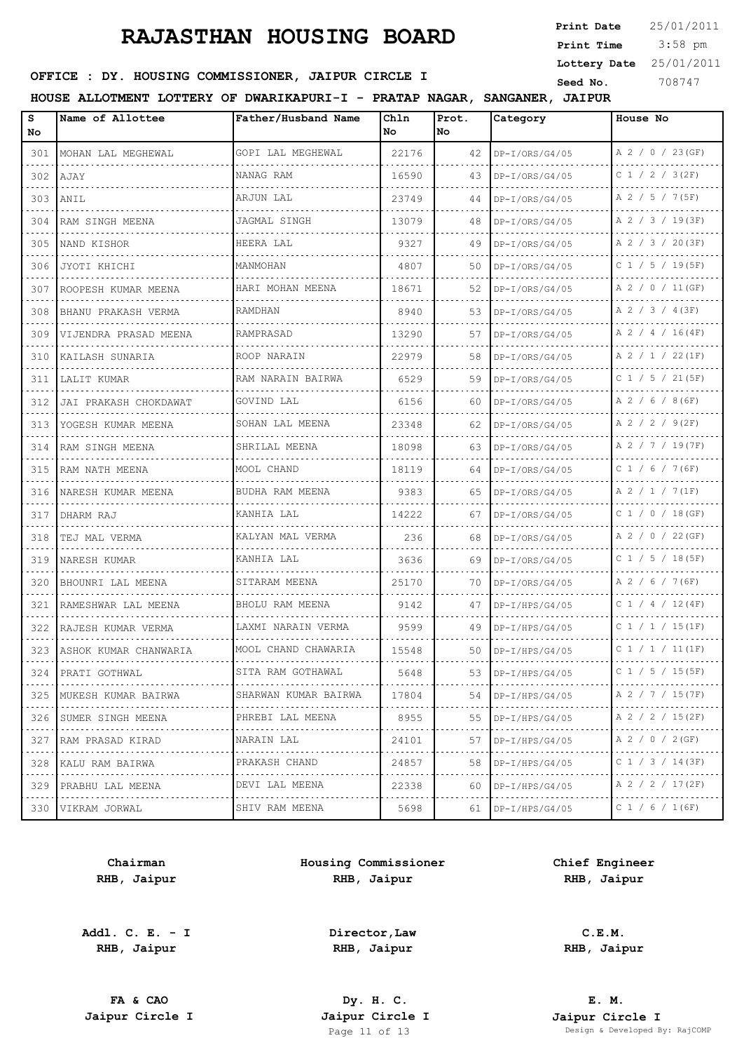# RAJASTHAN HOUSING BOARD

**Print Date** 25/01/2011
**Print Time** 3:58 pm
**Lottery Date** 25/01/2011
**Seed No.** 708747

**OFFICE : DY. HOUSING COMMISSIONER, JAIPUR CIRCLE I**

**HOUSE ALLOTMENT LOTTERY OF DWARIKAPURI-I - PRATAP NAGAR, SANGANER, JAIPUR**

| S No | Name of Allottee | Father/Husband Name | Chln No | Prot. No | Category | House No |
|---|---|---|---|---|---|---|
| 301 | MOHAN LAL MEGHEWAL | GOPI LAL MEGHEWAL | 22176 | 42 | DP-I/ORS/G4/05 | A 2 / 0 / 23(GF) |
| 302 | AJAY | NANAG RAM | 16590 | 43 | DP-I/ORS/G4/05 | C 1 / 2 / 3(2F) |
| 303 | ANIL | ARJUN LAL | 23749 | 44 | DP-I/ORS/G4/05 | A 2 / 5 / 7(5F) |
| 304 | RAM SINGH MEENA | JAGMAL SINGH | 13079 | 48 | DP-I/ORS/G4/05 | A 2 / 3 / 19(3F) |
| 305 | NAND KISHOR | HEERA LAL | 9327 | 49 | DP-I/ORS/G4/05 | A 2 / 3 / 20(3F) |
| 306 | JYOTI KHICHI | MANMOHAN | 4807 | 50 | DP-I/ORS/G4/05 | C 1 / 5 / 19(5F) |
| 307 | ROOPESH KUMAR MEENA | HARI MOHAN MEENA | 18671 | 52 | DP-I/ORS/G4/05 | A 2 / 0 / 11(GF) |
| 308 | BHANU PRAKASH VERMA | RAMDHAN | 8940 | 53 | DP-I/ORS/G4/05 | A 2 / 3 / 4(3F) |
| 309 | VIJENDRA PRASAD MEENA | RAMPRASAD | 13290 | 57 | DP-I/ORS/G4/05 | A 2 / 4 / 16(4F) |
| 310 | KAILASH SUNARIA | ROOP NARAIN | 22979 | 58 | DP-I/ORS/G4/05 | A 2 / 1 / 22(1F) |
| 311 | LALIT KUMAR | RAM NARAIN BAIRWA | 6529 | 59 | DP-I/ORS/G4/05 | C 1 / 5 / 21(5F) |
| 312 | JAI PRAKASH CHOKDAWAT | GOVIND LAL | 6156 | 60 | DP-I/ORS/G4/05 | A 2 / 6 / 8(6F) |
| 313 | YOGESH KUMAR MEENA | SOHAN LAL MEENA | 23348 | 62 | DP-I/ORS/G4/05 | A 2 / 2 / 9(2F) |
| 314 | RAM SINGH MEENA | SHRILAL MEENA | 18098 | 63 | DP-I/ORS/G4/05 | A 2 / 7 / 19(7F) |
| 315 | RAM NATH MEENA | MOOL CHAND | 18119 | 64 | DP-I/ORS/G4/05 | C 1 / 6 / 7(6F) |
| 316 | NARESH KUMAR MEENA | BUDHA RAM MEENA | 9383 | 65 | DP-I/ORS/G4/05 | A 2 / 1 / 7(1F) |
| 317 | DHARM RAJ | KANHIA LAL | 14222 | 67 | DP-I/ORS/G4/05 | C 1 / 0 / 18(GF) |
| 318 | TEJ MAL VERMA | KALYAN MAL VERMA | 236 | 68 | DP-I/ORS/G4/05 | A 2 / 0 / 22(GF) |
| 319 | NARESH KUMAR | KANHIA LAL | 3636 | 69 | DP-I/ORS/G4/05 | C 1 / 5 / 18(5F) |
| 320 | BHOUNRI LAL MEENA | SITARAM MEENA | 25170 | 70 | DP-I/ORS/G4/05 | A 2 / 6 / 7(6F) |
| 321 | RAMESHWAR LAL MEENA | BHOLU RAM MEENA | 9142 | 47 | DP-I/HPS/G4/05 | C 1 / 4 / 12(4F) |
| 322 | RAJESH KUMAR VERMA | LAXMI NARAIN VERMA | 9599 | 49 | DP-I/HPS/G4/05 | C 1 / 1 / 15(1F) |
| 323 | ASHOK KUMAR CHANWARIA | MOOL CHAND CHAWARIA | 15548 | 50 | DP-I/HPS/G4/05 | C 1 / 1 / 11(1F) |
| 324 | PRATI GOTHWAL | SITA RAM GOTHAWAL | 5648 | 53 | DP-I/HPS/G4/05 | C 1 / 5 / 15(5F) |
| 325 | MUKESH KUMAR BAIRWA | SHARWAN KUMAR BAIRWA | 17804 | 54 | DP-I/HPS/G4/05 | A 2 / 7 / 15(7F) |
| 326 | SUMER SINGH MEENA | PHREBI LAL MEENA | 8955 | 55 | DP-I/HPS/G4/05 | A 2 / 2 / 15(2F) |
| 327 | RAM PRASAD KIRAD | NARAIN LAL | 24101 | 57 | DP-I/HPS/G4/05 | A 2 / 0 / 2(GF) |
| 328 | KALU RAM BAIRWA | PRAKASH CHAND | 24857 | 58 | DP-I/HPS/G4/05 | C 1 / 3 / 14(3F) |
| 329 | PRABHU LAL MEENA | DEVI LAL MEENA | 22338 | 60 | DP-I/HPS/G4/05 | A 2 / 2 / 17(2F) |
| 330 | VIKRAM JORWAL | SHIV RAM MEENA | 5698 | 61 | DP-I/HPS/G4/05 | C 1 / 6 / 1(6F) |

**Chairman**
**RHB, Jaipur**

**Housing Commissioner**
**RHB, Jaipur**

**Chief Engineer**
**RHB, Jaipur**

**Addl. C. E. - I**
**RHB, Jaipur**

**Director,Law**
**RHB, Jaipur**

**C.E.M.**
**RHB, Jaipur**

**FA & CAO**
**Jaipur Circle I**

**Dy. H. C.**
**Jaipur Circle I**

**E. M.**
**Jaipur Circle I**

Design & Developed By: RajCOMP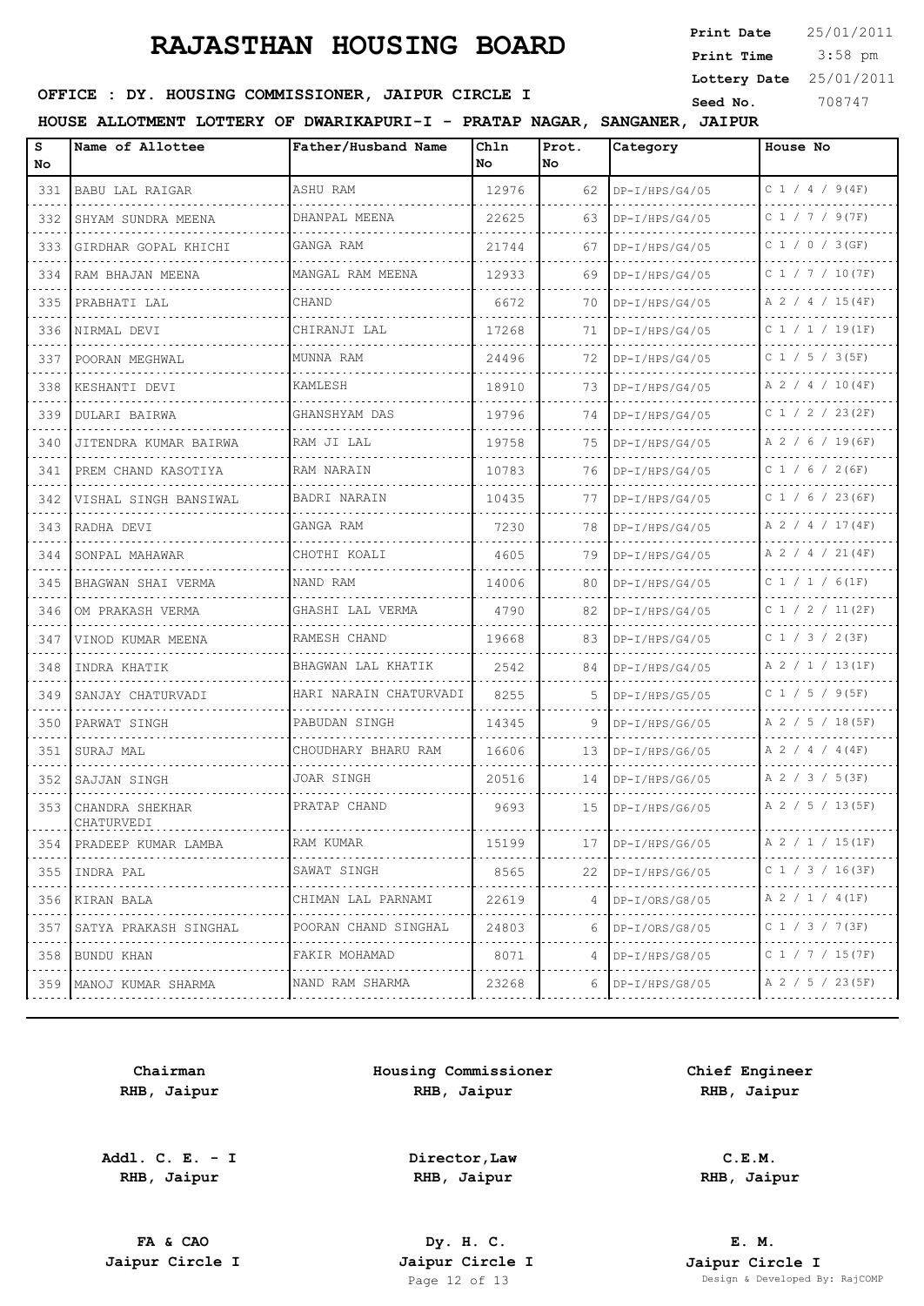# RAJASTHAN HOUSING BOARD

**Print Date** 25/01/2011
**Print Time** 3:58 pm
**Lottery Date** 25/01/2011
**Seed No.** 708747

**OFFICE : DY. HOUSING COMMISSIONER, JAIPUR CIRCLE I**

**HOUSE ALLOTMENT LOTTERY OF DWARIKAPURI-I - PRATAP NAGAR, SANGANER, JAIPUR**

| S No | Name of Allottee | Father/Husband Name | Chln No | Prot. No | Category | House No |
|---|---|---|---|---|---|---|
| 331 | BABU LAL RAIGAR | ASHU RAM | 12976 | 62 | DP-I/HPS/G4/05 | C 1 / 4 / 9(4F) |
| 332 | SHYAM SUNDRA MEENA | DHANPAL MEENA | 22625 | 63 | DP-I/HPS/G4/05 | C 1 / 7 / 9(7F) |
| 333 | GIRDHAR GOPAL KHICHI | GANGA RAM | 21744 | 67 | DP-I/HPS/G4/05 | C 1 / 0 / 3(GF) |
| 334 | RAM BHAJAN MEENA | MANGAL RAM MEENA | 12933 | 69 | DP-I/HPS/G4/05 | C 1 / 7 / 10(7F) |
| 335 | PRABHATI LAL | CHAND | 6672 | 70 | DP-I/HPS/G4/05 | A 2 / 4 / 15(4F) |
| 336 | NIRMAL DEVI | CHIRANJI LAL | 17268 | 71 | DP-I/HPS/G4/05 | C 1 / 1 / 19(1F) |
| 337 | POORAN MEGHWAL | MUNNA RAM | 24496 | 72 | DP-I/HPS/G4/05 | C 1 / 5 / 3(5F) |
| 338 | KESHANTI DEVI | KAMLESH | 18910 | 73 | DP-I/HPS/G4/05 | A 2 / 4 / 10(4F) |
| 339 | DULARI BAIRWA | GHANSHYAM DAS | 19796 | 74 | DP-I/HPS/G4/05 | C 1 / 2 / 23(2F) |
| 340 | JITENDRA KUMAR BAIRWA | RAM JI LAL | 19758 | 75 | DP-I/HPS/G4/05 | A 2 / 6 / 19(6F) |
| 341 | PREM CHAND KASOTIYA | RAM NARAIN | 10783 | 76 | DP-I/HPS/G4/05 | C 1 / 6 / 2(6F) |
| 342 | VISHAL SINGH BANSIWAL | BADRI NARAIN | 10435 | 77 | DP-I/HPS/G4/05 | C 1 / 6 / 23(6F) |
| 343 | RADHA DEVI | GANGA RAM | 7230 | 78 | DP-I/HPS/G4/05 | A 2 / 4 / 17(4F) |
| 344 | SONPAL MAHAWAR | CHOTHI KOALI | 4605 | 79 | DP-I/HPS/G4/05 | A 2 / 4 / 21(4F) |
| 345 | BHAGWAN SHAI VERMA | NAND RAM | 14006 | 80 | DP-I/HPS/G4/05 | C 1 / 1 / 6(1F) |
| 346 | OM PRAKASH VERMA | GHASHI LAL VERMA | 4790 | 82 | DP-I/HPS/G4/05 | C 1 / 2 / 11(2F) |
| 347 | VINOD KUMAR MEENA | RAMESH CHAND | 19668 | 83 | DP-I/HPS/G4/05 | C 1 / 3 / 2(3F) |
| 348 | INDRA KHATIK | BHAGWAN LAL KHATIK | 2542 | 84 | DP-I/HPS/G4/05 | A 2 / 1 / 13(1F) |
| 349 | SANJAY CHATURVADI | HARI NARAIN CHATURVADI | 8255 | 5 | DP-I/HPS/G5/05 | C 1 / 5 / 9(5F) |
| 350 | PARWAT SINGH | PABUDAN SINGH | 14345 | 9 | DP-I/HPS/G6/05 | A 2 / 5 / 18(5F) |
| 351 | SURAJ MAL | CHOUDHARY BHARU RAM | 16606 | 13 | DP-I/HPS/G6/05 | A 2 / 4 / 4(4F) |
| 352 | SAJJAN SINGH | JOAR SINGH | 20516 | 14 | DP-I/HPS/G6/05 | A 2 / 3 / 5(3F) |
| 353 | CHANDRA SHEKHAR CHATURVEDI | PRATAP CHAND | 9693 | 15 | DP-I/HPS/G6/05 | A 2 / 5 / 13(5F) |
| 354 | PRADEEP KUMAR LAMBA | RAM KUMAR | 15199 | 17 | DP-I/HPS/G6/05 | A 2 / 1 / 15(1F) |
| 355 | INDRA PAL | SAWAT SINGH | 8565 | 22 | DP-I/HPS/G6/05 | C 1 / 3 / 16(3F) |
| 356 | KIRAN BALA | CHIMAN LAL PARNAMI | 22619 | 4 | DP-I/ORS/G8/05 | A 2 / 1 / 4(1F) |
| 357 | SATYA PRAKASH SINGHAL | POORAN CHAND SINGHAL | 24803 | 6 | DP-I/ORS/G8/05 | C 1 / 3 / 7(3F) |
| 358 | BUNDU KHAN | FAKIR MOHAMAD | 8071 | 4 | DP-I/HPS/G8/05 | C 1 / 7 / 15(7F) |
| 359 | MANOJ KUMAR SHARMA | NAND RAM SHARMA | 23268 | 6 | DP-I/HPS/G8/05 | A 2 / 5 / 23(5F) |

| | | |
|---|---|---|
| **Chairman** RHB, Jaipur | **Housing Commissioner** RHB, Jaipur | **Chief Engineer** RHB, Jaipur |
| **Addl. C. E. - I** RHB, Jaipur | **Director,Law** RHB, Jaipur | **C.E.M.** RHB, Jaipur |
| **FA & CAO** Jaipur Circle I | **Dy. H. C.** Jaipur Circle I | **E. M.** Jaipur Circle I |

Design & Developed By: RajCOMP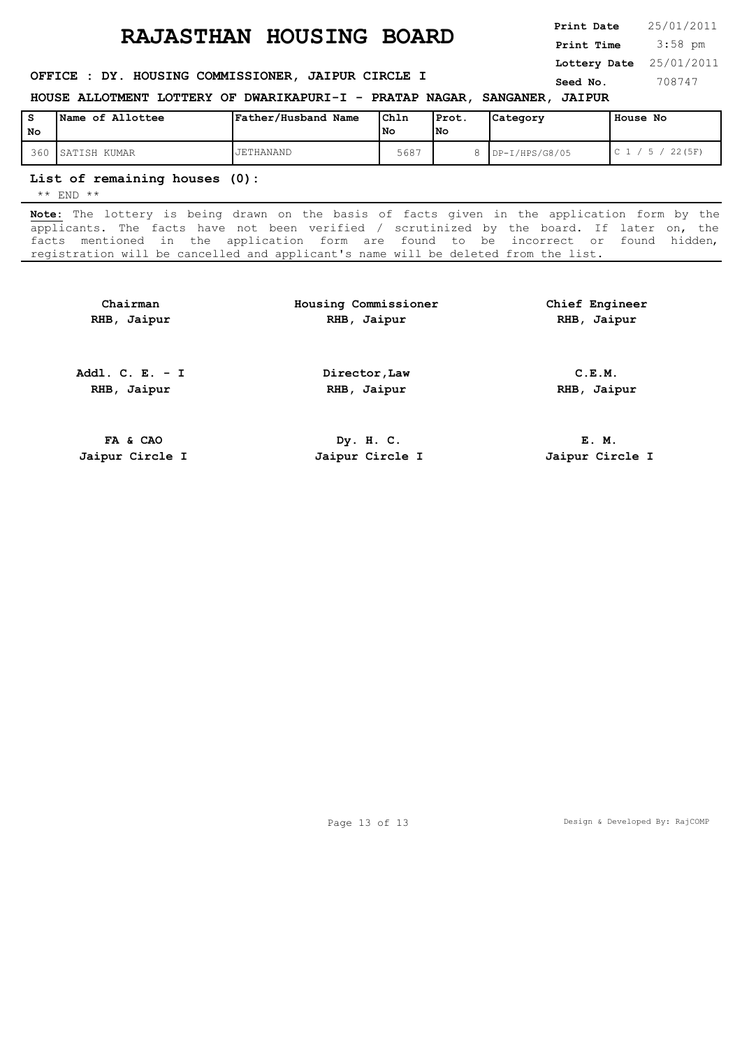# RAJASTHAN HOUSING BOARD

**Print Date** 25/01/2011
**Print Time** 3:58 pm
**Lottery Date** 25/01/2011
**Seed No.** 708747

**OFFICE : DY. HOUSING COMMISSIONER, JAIPUR CIRCLE I**

**HOUSE ALLOTMENT LOTTERY OF DWARIKAPURI-I - PRATAP NAGAR, SANGANER, JAIPUR**

| S No | Name of Allottee | Father/Husband Name | Chln No | Prot. No | Category | House No |
|---|---|---|---|---|---|---|
| 360 | SATISH KUMAR | JETHANAND | 5687 | 8 | DP-I/HPS/G8/05 | C 1 / 5 / 22(5F) |

**List of remaining houses (0):**

** END **

**Note:** The lottery is being drawn on the basis of facts given in the application form by the applicants. The facts have not been verified / scrutinized by the board. If later on, the facts mentioned in the application form are found to be incorrect or found hidden, registration will be cancelled and applicant's name will be deleted from the list.

| | | |
|---|---|---|
| **Chairman**<br>**RHB, Jaipur** | **Housing Commissioner**<br>**RHB, Jaipur** | **Chief Engineer**<br>**RHB, Jaipur** |
| **Addl. C. E. - I**<br>**RHB, Jaipur** | **Director,Law**<br>**RHB, Jaipur** | **C.E.M.**<br>**RHB, Jaipur** |
| **FA & CAO**<br>**Jaipur Circle I** | **Dy. H. C.**<br>**Jaipur Circle I** | **E. M.**<br>**Jaipur Circle I** |

Design & Developed By: RajCOMP